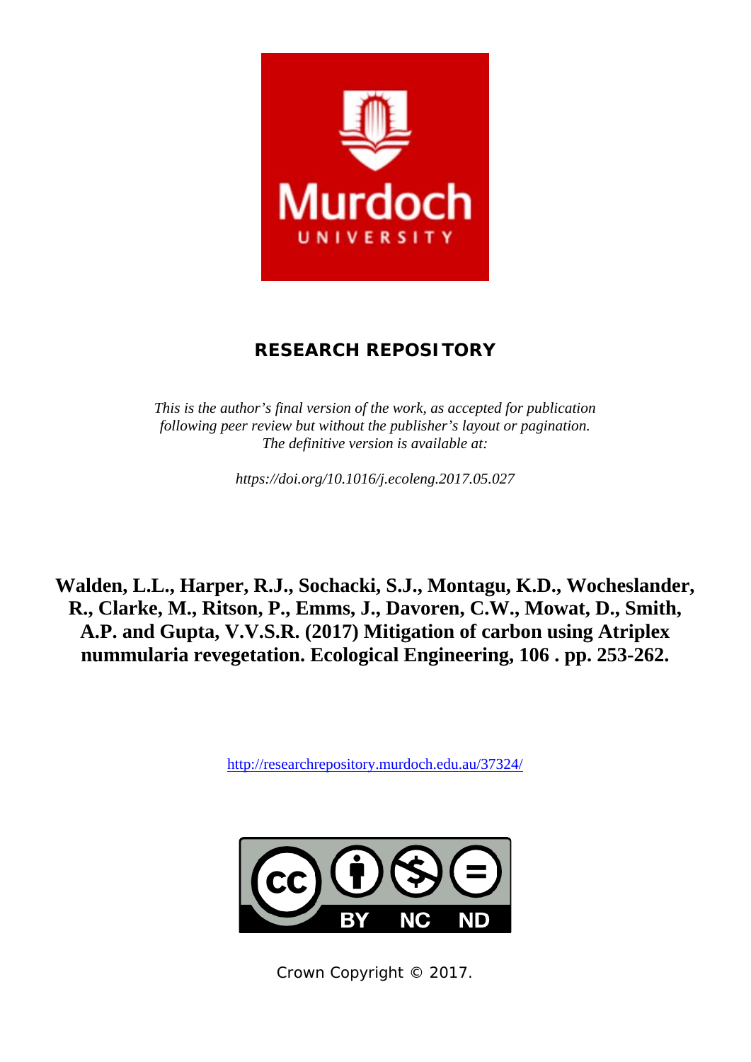# RESEARCH REPOSITORY

*This is the author's final version of the work, as accepted for publication following peer review but without the publisher's layout or pagination. The definitive version is available at:*

*https://doi.org/10.1016/j.ecoleng.2017.05.027*

**Walden, L.L., Harper, R.J., Sochacki, S.J., Montagu, K.D., Wocheslander, R., Clarke, M., Ritson, P., Emms, J., Davoren, C.W., Mowat, D., Smith, A.P. and Gupta, V.V.S.R. (2017) Mitigation of carbon using Atriplex nummularia revegetation. Ecological Engineering, 106 . pp. 253-262.**

http://researchrepository.murdoch.edu.au/37324/

Crown Copyright © 2017.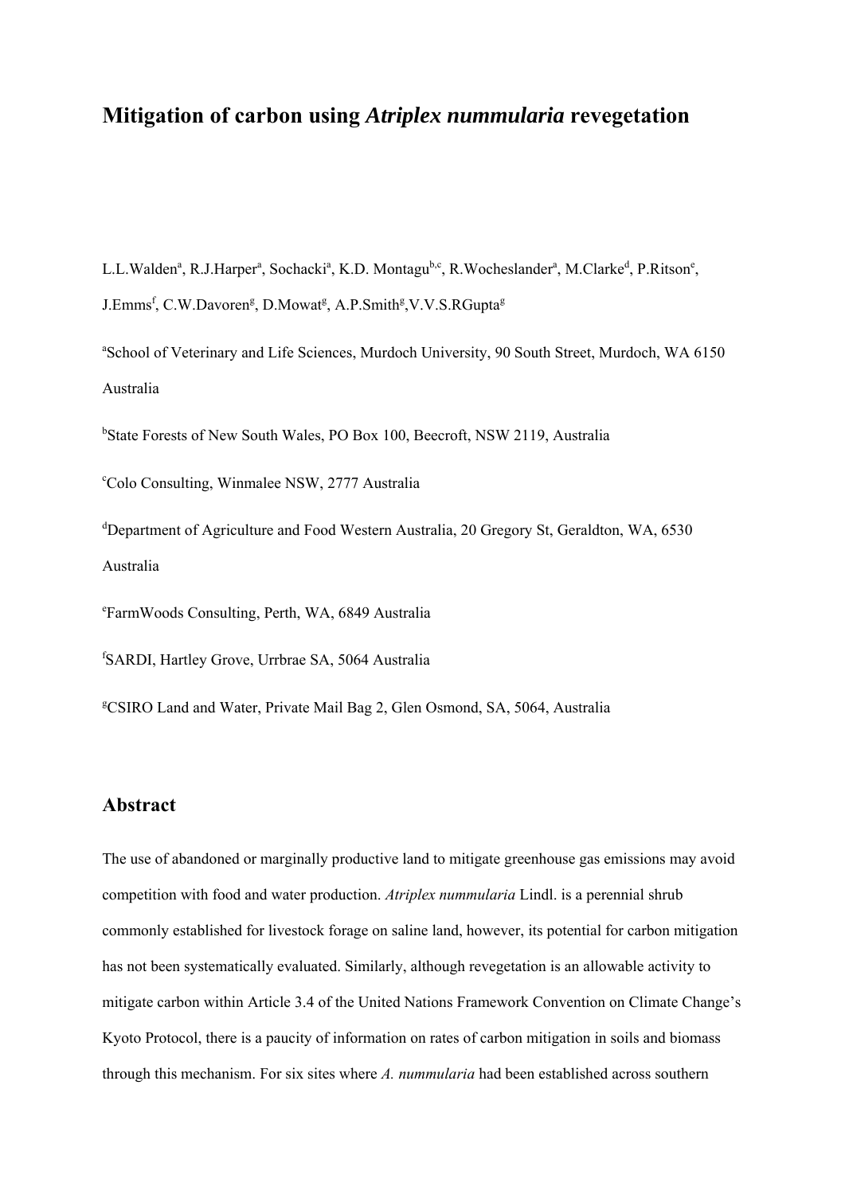# Mitigation of carbon using *Atriplex nummularia* revegetation

L.L.Walden[a], R.J.Harper[a], Sochacki[a], K.D. Montagu[b,c], R.Wocheslander[a], M.Clarke[d], P.Ritson[e], J.Emms[f], C.W.Davoren[g], D.Mowat[g], A.P.Smith[g],V.V.S.RGupta[g]

[a]School of Veterinary and Life Sciences, Murdoch University, 90 South Street, Murdoch, WA 6150 Australia

[b]State Forests of New South Wales, PO Box 100, Beecroft, NSW 2119, Australia

[c]Colo Consulting, Winmalee NSW, 2777 Australia

[d]Department of Agriculture and Food Western Australia, 20 Gregory St, Geraldton, WA, 6530 Australia

[e]FarmWoods Consulting, Perth, WA, 6849 Australia

[f]SARDI, Hartley Grove, Urrbrae SA, 5064 Australia

[g]CSIRO Land and Water, Private Mail Bag 2, Glen Osmond, SA, 5064, Australia

## Abstract

The use of abandoned or marginally productive land to mitigate greenhouse gas emissions may avoid competition with food and water production. *Atriplex nummularia* Lindl. is a perennial shrub commonly established for livestock forage on saline land, however, its potential for carbon mitigation has not been systematically evaluated. Similarly, although revegetation is an allowable activity to mitigate carbon within Article 3.4 of the United Nations Framework Convention on Climate Change's Kyoto Protocol, there is a paucity of information on rates of carbon mitigation in soils and biomass through this mechanism. For six sites where *A. nummularia* had been established across southern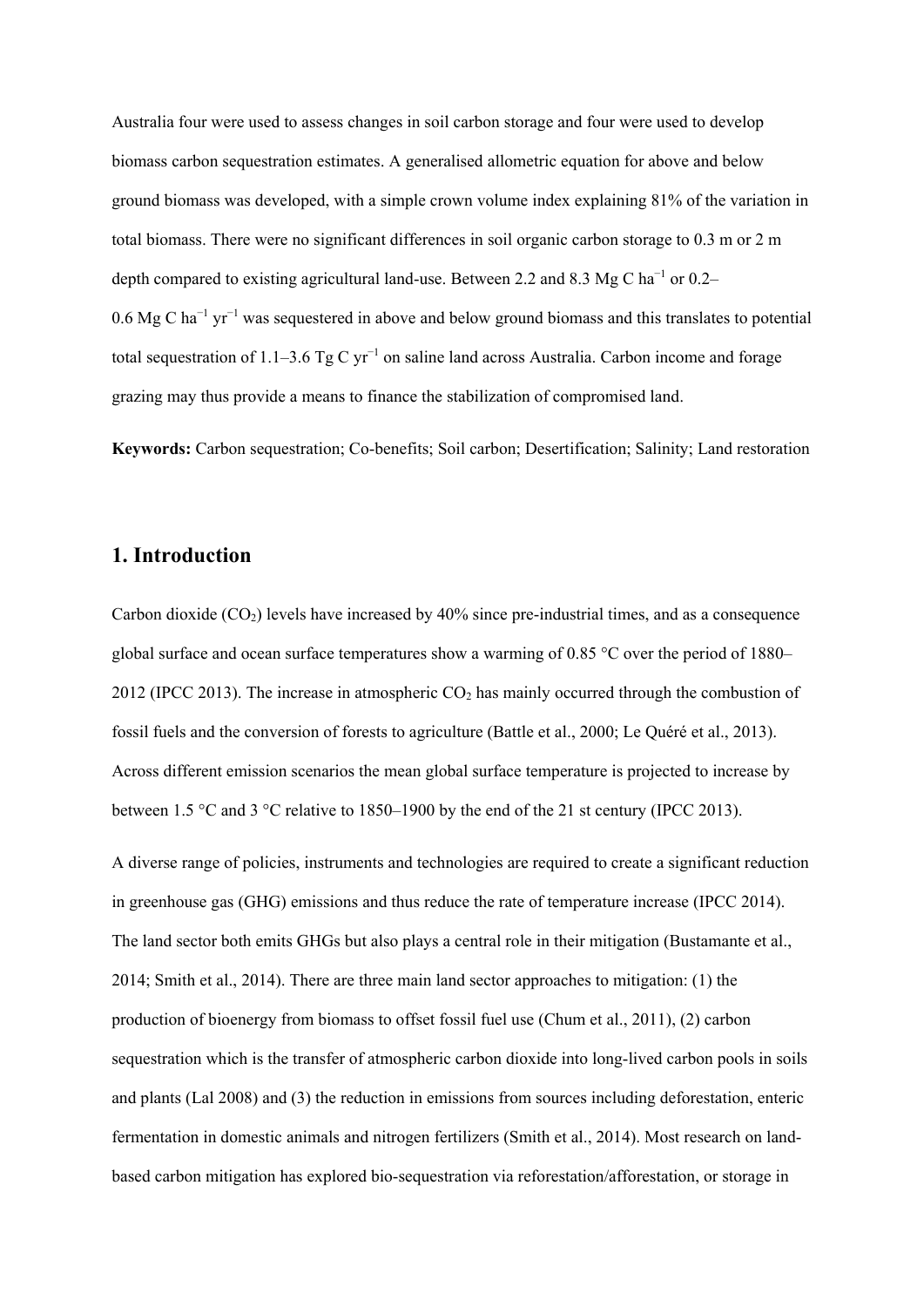Australia four were used to assess changes in soil carbon storage and four were used to develop biomass carbon sequestration estimates. A generalised allometric equation for above and below ground biomass was developed, with a simple crown volume index explaining 81% of the variation in total biomass. There were no significant differences in soil organic carbon storage to 0.3 m or 2 m depth compared to existing agricultural land-use. Between 2.2 and 8.3 Mg C $ha^{-1}$ or 0.2–0.6 Mg C $ha^{-1}$ $yr^{-1}$ was sequestered in above and below ground biomass and this translates to potential total sequestration of 1.1–3.6 Tg C $yr^{-1}$ on saline land across Australia. Carbon income and forage grazing may thus provide a means to finance the stabilization of compromised land.

**Keywords:** Carbon sequestration; Co-benefits; Soil carbon; Desertification; Salinity; Land restoration

## 1. Introduction

Carbon dioxide ($CO_2$) levels have increased by 40% since pre-industrial times, and as a consequence global surface and ocean surface temperatures show a warming of 0.85 °C over the period of 1880–2012 (IPCC 2013). The increase in atmospheric $CO_2$ has mainly occurred through the combustion of fossil fuels and the conversion of forests to agriculture (Battle et al., 2000; Le Quéré et al., 2013). Across different emission scenarios the mean global surface temperature is projected to increase by between 1.5 °C and 3 °C relative to 1850–1900 by the end of the 21 st century (IPCC 2013).

A diverse range of policies, instruments and technologies are required to create a significant reduction in greenhouse gas (GHG) emissions and thus reduce the rate of temperature increase (IPCC 2014). The land sector both emits GHGs but also plays a central role in their mitigation (Bustamante et al., 2014; Smith et al., 2014). There are three main land sector approaches to mitigation: (1) the production of bioenergy from biomass to offset fossil fuel use (Chum et al., 2011), (2) carbon sequestration which is the transfer of atmospheric carbon dioxide into long-lived carbon pools in soils and plants (Lal 2008) and (3) the reduction in emissions from sources including deforestation, enteric fermentation in domestic animals and nitrogen fertilizers (Smith et al., 2014). Most research on land-based carbon mitigation has explored bio-sequestration via reforestation/afforestation, or storage in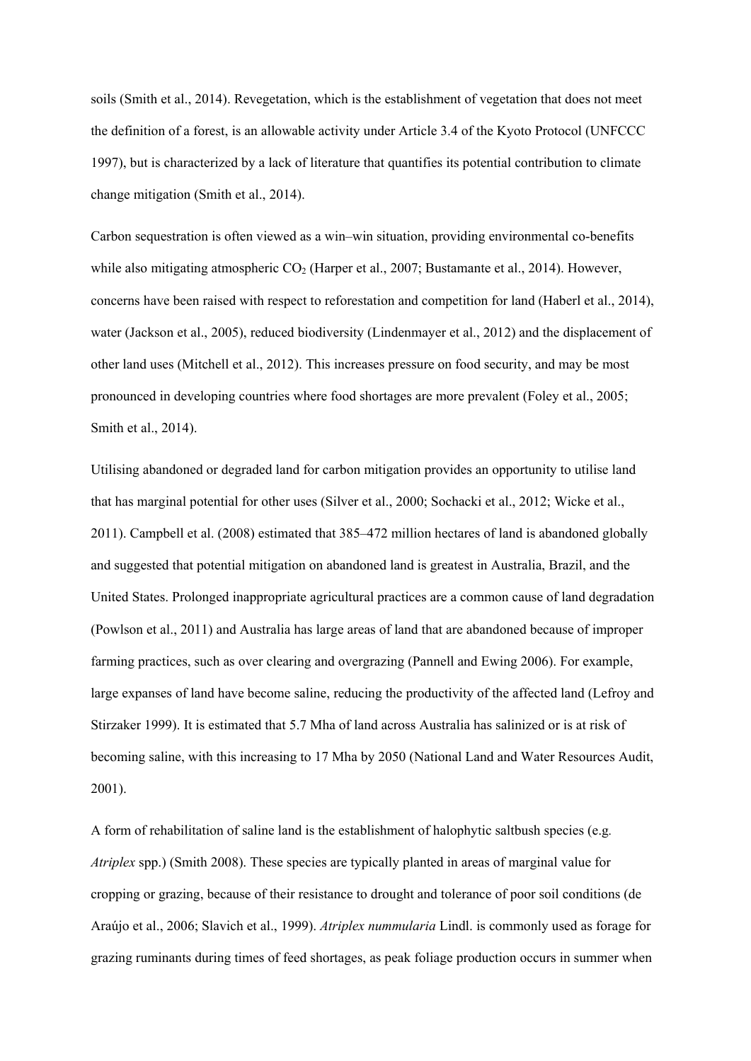soils (Smith et al., 2014). Revegetation, which is the establishment of vegetation that does not meet the definition of a forest, is an allowable activity under Article 3.4 of the Kyoto Protocol (UNFCCC 1997), but is characterized by a lack of literature that quantifies its potential contribution to climate change mitigation (Smith et al., 2014).

Carbon sequestration is often viewed as a win–win situation, providing environmental co-benefits while also mitigating atmospheric $CO_2$ (Harper et al., 2007; Bustamante et al., 2014). However, concerns have been raised with respect to reforestation and competition for land (Haberl et al., 2014), water (Jackson et al., 2005), reduced biodiversity (Lindenmayer et al., 2012) and the displacement of other land uses (Mitchell et al., 2012). This increases pressure on food security, and may be most pronounced in developing countries where food shortages are more prevalent (Foley et al., 2005; Smith et al., 2014).

Utilising abandoned or degraded land for carbon mitigation provides an opportunity to utilise land that has marginal potential for other uses (Silver et al., 2000; Sochacki et al., 2012; Wicke et al., 2011). Campbell et al. (2008) estimated that 385–472 million hectares of land is abandoned globally and suggested that potential mitigation on abandoned land is greatest in Australia, Brazil, and the United States. Prolonged inappropriate agricultural practices are a common cause of land degradation (Powlson et al., 2011) and Australia has large areas of land that are abandoned because of improper farming practices, such as over clearing and overgrazing (Pannell and Ewing 2006). For example, large expanses of land have become saline, reducing the productivity of the affected land (Lefroy and Stirzaker 1999). It is estimated that 5.7 Mha of land across Australia has salinized or is at risk of becoming saline, with this increasing to 17 Mha by 2050 (National Land and Water Resources Audit, 2001).

A form of rehabilitation of saline land is the establishment of halophytic saltbush species (e.g. *Atriplex* spp.) (Smith 2008). These species are typically planted in areas of marginal value for cropping or grazing, because of their resistance to drought and tolerance of poor soil conditions (de Araújo et al., 2006; Slavich et al., 1999). *Atriplex nummularia* Lindl. is commonly used as forage for grazing ruminants during times of feed shortages, as peak foliage production occurs in summer when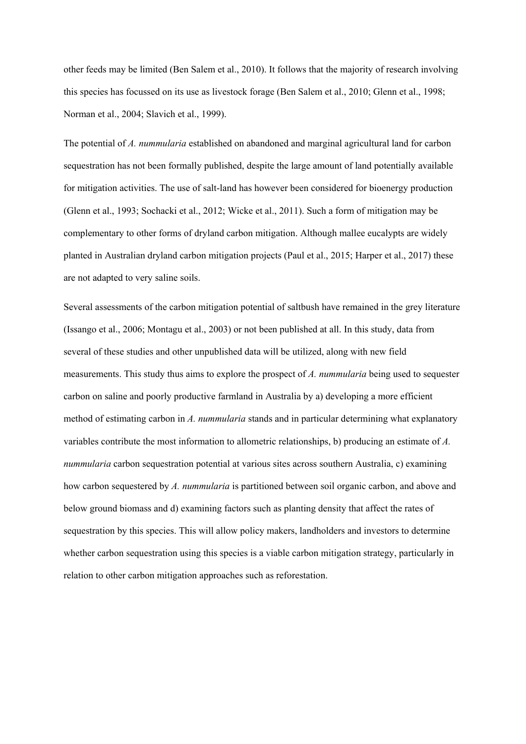other feeds may be limited (Ben Salem et al., 2010). It follows that the majority of research involving this species has focussed on its use as livestock forage (Ben Salem et al., 2010; Glenn et al., 1998; Norman et al., 2004; Slavich et al., 1999).

The potential of *A. nummularia* established on abandoned and marginal agricultural land for carbon sequestration has not been formally published, despite the large amount of land potentially available for mitigation activities. The use of salt-land has however been considered for bioenergy production (Glenn et al., 1993; Sochacki et al., 2012; Wicke et al., 2011). Such a form of mitigation may be complementary to other forms of dryland carbon mitigation. Although mallee eucalypts are widely planted in Australian dryland carbon mitigation projects (Paul et al., 2015; Harper et al., 2017) these are not adapted to very saline soils.

Several assessments of the carbon mitigation potential of saltbush have remained in the grey literature (Issango et al., 2006; Montagu et al., 2003) or not been published at all. In this study, data from several of these studies and other unpublished data will be utilized, along with new field measurements. This study thus aims to explore the prospect of *A. nummularia* being used to sequester carbon on saline and poorly productive farmland in Australia by a) developing a more efficient method of estimating carbon in *A. nummularia* stands and in particular determining what explanatory variables contribute the most information to allometric relationships, b) producing an estimate of *A. nummularia* carbon sequestration potential at various sites across southern Australia, c) examining how carbon sequestered by *A. nummularia* is partitioned between soil organic carbon, and above and below ground biomass and d) examining factors such as planting density that affect the rates of sequestration by this species. This will allow policy makers, landholders and investors to determine whether carbon sequestration using this species is a viable carbon mitigation strategy, particularly in relation to other carbon mitigation approaches such as reforestation.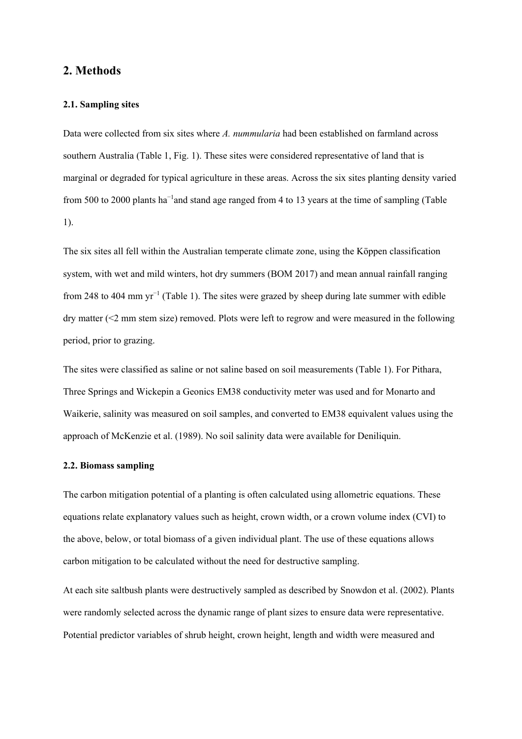## 2. Methods

### 2.1. Sampling sites

Data were collected from six sites where *A. nummularia* had been established on farmland across southern Australia (Table 1, Fig. 1). These sites were considered representative of land that is marginal or degraded for typical agriculture in these areas. Across the six sites planting density varied from 500 to 2000 plants ha$^{-1}$and stand age ranged from 4 to 13 years at the time of sampling (Table 1).

The six sites all fell within the Australian temperate climate zone, using the Köppen classification system, with wet and mild winters, hot dry summers (BOM 2017) and mean annual rainfall ranging from 248 to 404 mm yr$^{-1}$ (Table 1). The sites were grazed by sheep during late summer with edible dry matter (<2 mm stem size) removed. Plots were left to regrow and were measured in the following period, prior to grazing.

The sites were classified as saline or not saline based on soil measurements (Table 1). For Pithara, Three Springs and Wickepin a Geonics EM38 conductivity meter was used and for Monarto and Waikerie, salinity was measured on soil samples, and converted to EM38 equivalent values using the approach of McKenzie et al. (1989). No soil salinity data were available for Deniliquin.

### 2.2. Biomass sampling

The carbon mitigation potential of a planting is often calculated using allometric equations. These equations relate explanatory values such as height, crown width, or a crown volume index (CVI) to the above, below, or total biomass of a given individual plant. The use of these equations allows carbon mitigation to be calculated without the need for destructive sampling.

At each site saltbush plants were destructively sampled as described by Snowdon et al. (2002). Plants were randomly selected across the dynamic range of plant sizes to ensure data were representative. Potential predictor variables of shrub height, crown height, length and width were measured and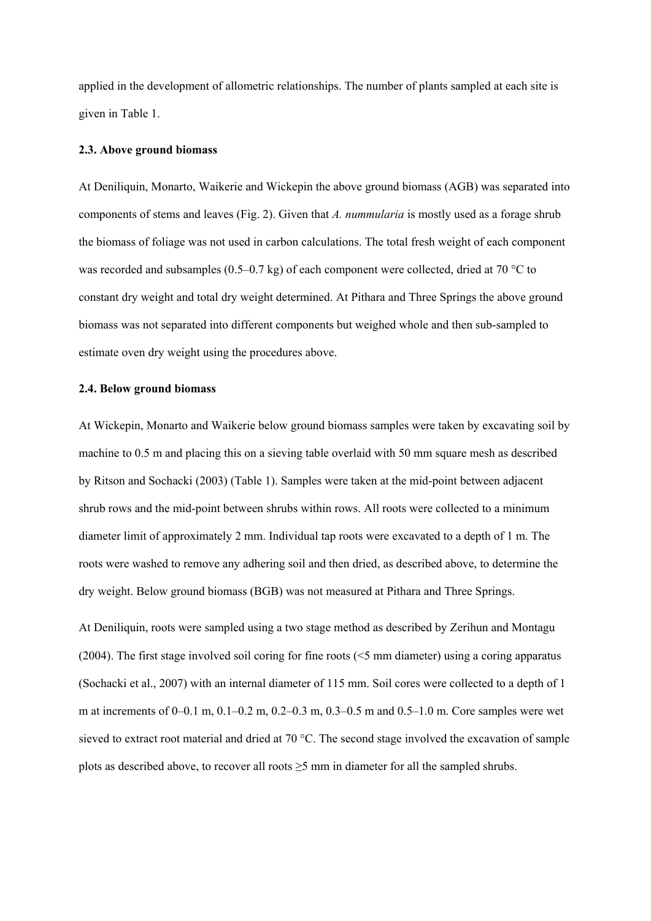applied in the development of allometric relationships. The number of plants sampled at each site is given in Table 1.

### 2.3. Above ground biomass

At Deniliquin, Monarto, Waikerie and Wickepin the above ground biomass (AGB) was separated into components of stems and leaves (Fig. 2). Given that *A. nummularia* is mostly used as a forage shrub the biomass of foliage was not used in carbon calculations. The total fresh weight of each component was recorded and subsamples (0.5–0.7 kg) of each component were collected, dried at 70 °C to constant dry weight and total dry weight determined. At Pithara and Three Springs the above ground biomass was not separated into different components but weighed whole and then sub-sampled to estimate oven dry weight using the procedures above.

### 2.4. Below ground biomass

At Wickepin, Monarto and Waikerie below ground biomass samples were taken by excavating soil by machine to 0.5 m and placing this on a sieving table overlaid with 50 mm square mesh as described by Ritson and Sochacki (2003) (Table 1). Samples were taken at the mid-point between adjacent shrub rows and the mid-point between shrubs within rows. All roots were collected to a minimum diameter limit of approximately 2 mm. Individual tap roots were excavated to a depth of 1 m. The roots were washed to remove any adhering soil and then dried, as described above, to determine the dry weight. Below ground biomass (BGB) was not measured at Pithara and Three Springs.

At Deniliquin, roots were sampled using a two stage method as described by Zerihun and Montagu (2004). The first stage involved soil coring for fine roots (<5 mm diameter) using a coring apparatus (Sochacki et al., 2007) with an internal diameter of 115 mm. Soil cores were collected to a depth of 1 m at increments of 0–0.1 m, 0.1–0.2 m, 0.2–0.3 m, 0.3–0.5 m and 0.5–1.0 m. Core samples were wet sieved to extract root material and dried at 70 °C. The second stage involved the excavation of sample plots as described above, to recover all roots ≥5 mm in diameter for all the sampled shrubs.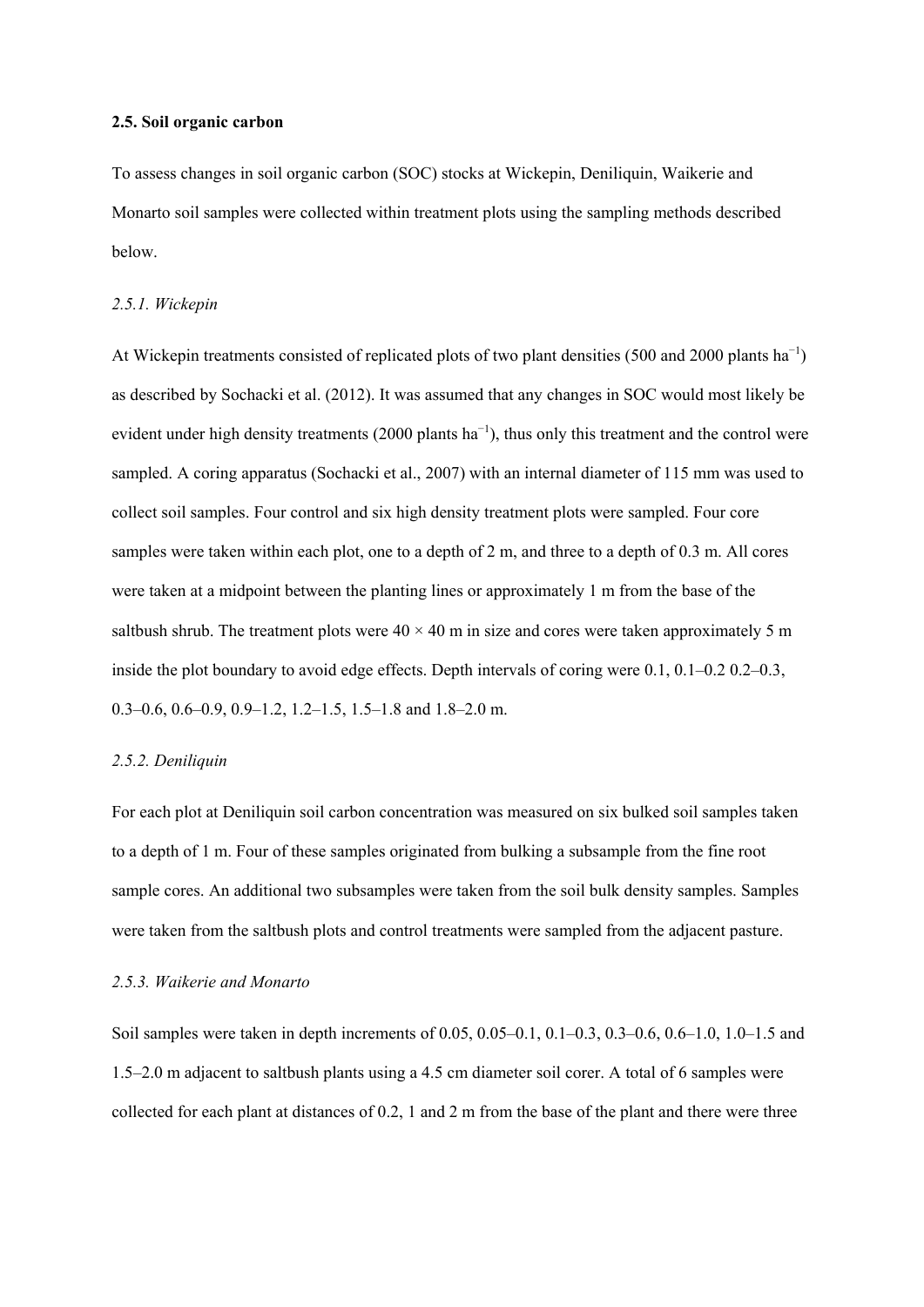## 2.5. Soil organic carbon

To assess changes in soil organic carbon (SOC) stocks at Wickepin, Deniliquin, Waikerie and Monarto soil samples were collected within treatment plots using the sampling methods described below.

### *2.5.1. Wickepin*

At Wickepin treatments consisted of replicated plots of two plant densities (500 and 2000 plants ha$^{-1}$) as described by Sochacki et al. (2012). It was assumed that any changes in SOC would most likely be evident under high density treatments (2000 plants ha$^{-1}$), thus only this treatment and the control were sampled. A coring apparatus (Sochacki et al., 2007) with an internal diameter of 115 mm was used to collect soil samples. Four control and six high density treatment plots were sampled. Four core samples were taken within each plot, one to a depth of 2 m, and three to a depth of 0.3 m. All cores were taken at a midpoint between the planting lines or approximately 1 m from the base of the saltbush shrub. The treatment plots were 40 × 40 m in size and cores were taken approximately 5 m inside the plot boundary to avoid edge effects. Depth intervals of coring were 0.1, 0.1–0.2 0.2–0.3, 0.3–0.6, 0.6–0.9, 0.9–1.2, 1.2–1.5, 1.5–1.8 and 1.8–2.0 m.

### *2.5.2. Deniliquin*

For each plot at Deniliquin soil carbon concentration was measured on six bulked soil samples taken to a depth of 1 m. Four of these samples originated from bulking a subsample from the fine root sample cores. An additional two subsamples were taken from the soil bulk density samples. Samples were taken from the saltbush plots and control treatments were sampled from the adjacent pasture.

### *2.5.3. Waikerie and Monarto*

Soil samples were taken in depth increments of 0.05, 0.05–0.1, 0.1–0.3, 0.3–0.6, 0.6–1.0, 1.0–1.5 and 1.5–2.0 m adjacent to saltbush plants using a 4.5 cm diameter soil corer. A total of 6 samples were collected for each plant at distances of 0.2, 1 and 2 m from the base of the plant and there were three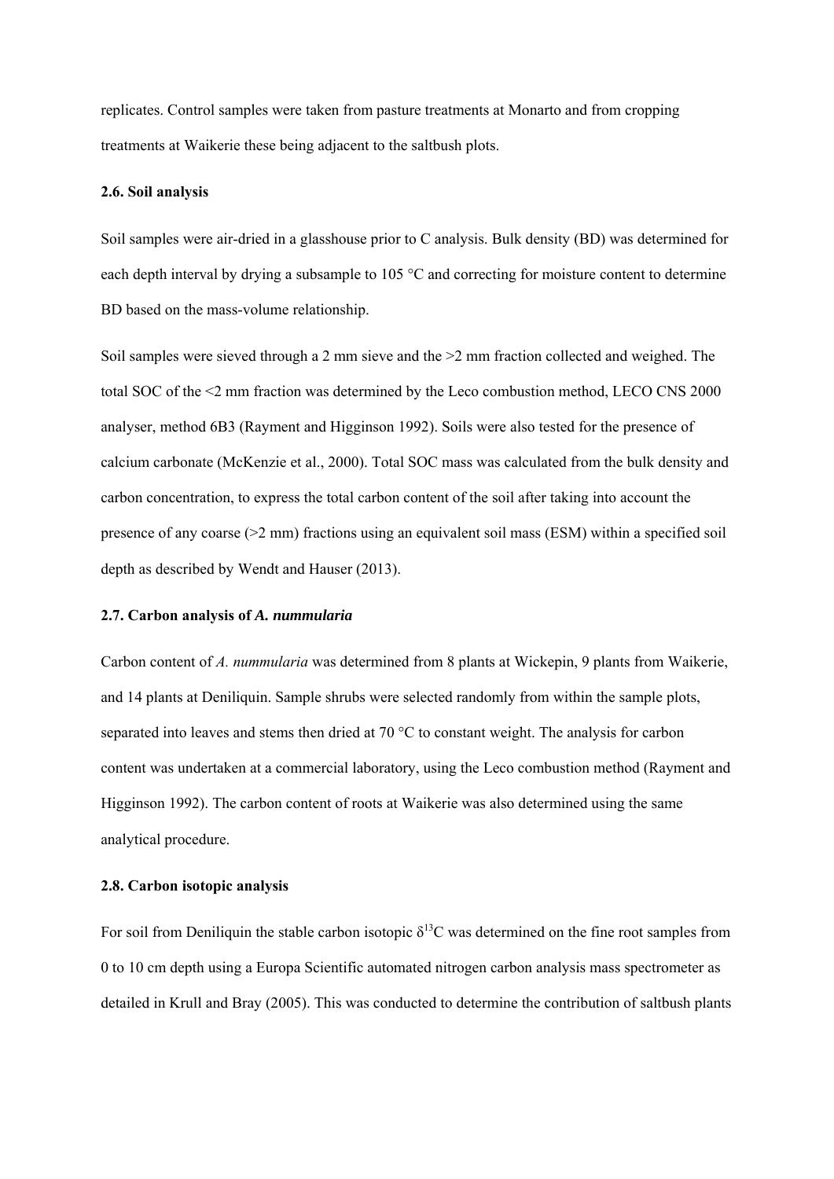replicates. Control samples were taken from pasture treatments at Monarto and from cropping treatments at Waikerie these being adjacent to the saltbush plots.

### 2.6. Soil analysis

Soil samples were air-dried in a glasshouse prior to C analysis. Bulk density (BD) was determined for each depth interval by drying a subsample to 105 °C and correcting for moisture content to determine BD based on the mass-volume relationship.

Soil samples were sieved through a 2 mm sieve and the >2 mm fraction collected and weighed. The total SOC of the <2 mm fraction was determined by the Leco combustion method, LECO CNS 2000 analyser, method 6B3 (Rayment and Higginson 1992). Soils were also tested for the presence of calcium carbonate (McKenzie et al., 2000). Total SOC mass was calculated from the bulk density and carbon concentration, to express the total carbon content of the soil after taking into account the presence of any coarse (>2 mm) fractions using an equivalent soil mass (ESM) within a specified soil depth as described by Wendt and Hauser (2013).

### 2.7. Carbon analysis of *A. nummularia*

Carbon content of *A. nummularia* was determined from 8 plants at Wickepin, 9 plants from Waikerie, and 14 plants at Deniliquin. Sample shrubs were selected randomly from within the sample plots, separated into leaves and stems then dried at 70 °C to constant weight. The analysis for carbon content was undertaken at a commercial laboratory, using the Leco combustion method (Rayment and Higginson 1992). The carbon content of roots at Waikerie was also determined using the same analytical procedure.

### 2.8. Carbon isotopic analysis

For soil from Deniliquin the stable carbon isotopic $\delta^{13}C$ was determined on the fine root samples from 0 to 10 cm depth using a Europa Scientific automated nitrogen carbon analysis mass spectrometer as detailed in Krull and Bray (2005). This was conducted to determine the contribution of saltbush plants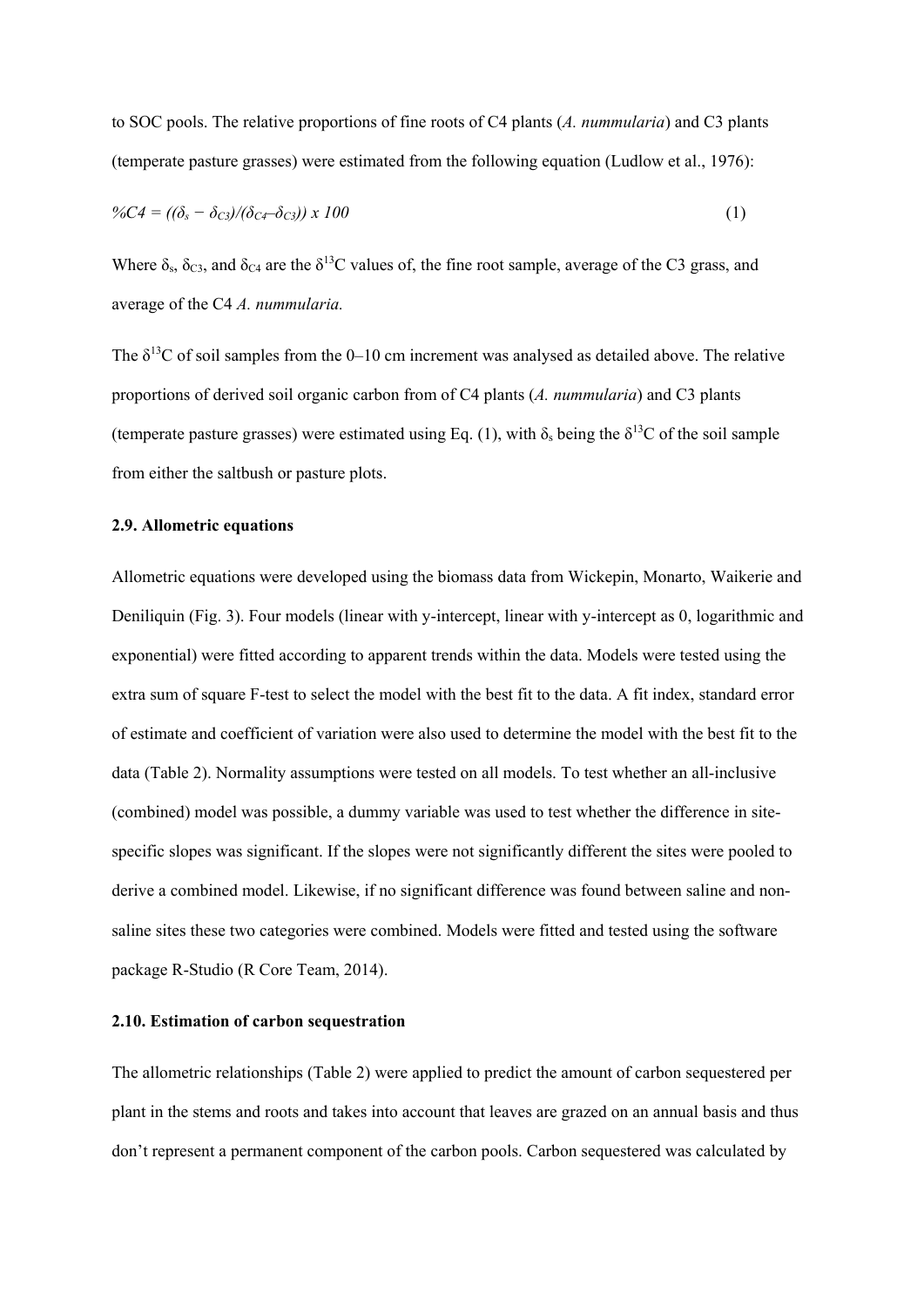to SOC pools. The relative proportions of fine roots of C4 plants (*A. nummularia*) and C3 plants (temperate pasture grasses) were estimated from the following equation (Ludlow et al., 1976):

$$\%C4 = ((\delta_s - \delta_{C3})/(\delta_{C4} - \delta_{C3})) \times 100 \quad (1)$$

Where $\delta_s$, $\delta_{C3}$, and $\delta_{C4}$ are the $\delta^{13}C$ values of, the fine root sample, average of the C3 grass, and average of the C4 *A. nummularia.*

The $\delta^{13}C$ of soil samples from the 0–10 cm increment was analysed as detailed above. The relative proportions of derived soil organic carbon from of C4 plants (*A. nummularia*) and C3 plants (temperate pasture grasses) were estimated using Eq. (1), with $\delta_s$ being the $\delta^{13}C$ of the soil sample from either the saltbush or pasture plots.

### 2.9. Allometric equations

Allometric equations were developed using the biomass data from Wickepin, Monarto, Waikerie and Deniliquin (Fig. 3). Four models (linear with y-intercept, linear with y-intercept as 0, logarithmic and exponential) were fitted according to apparent trends within the data. Models were tested using the extra sum of square F-test to select the model with the best fit to the data. A fit index, standard error of estimate and coefficient of variation were also used to determine the model with the best fit to the data (Table 2). Normality assumptions were tested on all models. To test whether an all-inclusive (combined) model was possible, a dummy variable was used to test whether the difference in site-specific slopes was significant. If the slopes were not significantly different the sites were pooled to derive a combined model. Likewise, if no significant difference was found between saline and non-saline sites these two categories were combined. Models were fitted and tested using the software package R-Studio (R Core Team, 2014).

### 2.10. Estimation of carbon sequestration

The allometric relationships (Table 2) were applied to predict the amount of carbon sequestered per plant in the stems and roots and takes into account that leaves are grazed on an annual basis and thus don't represent a permanent component of the carbon pools. Carbon sequestered was calculated by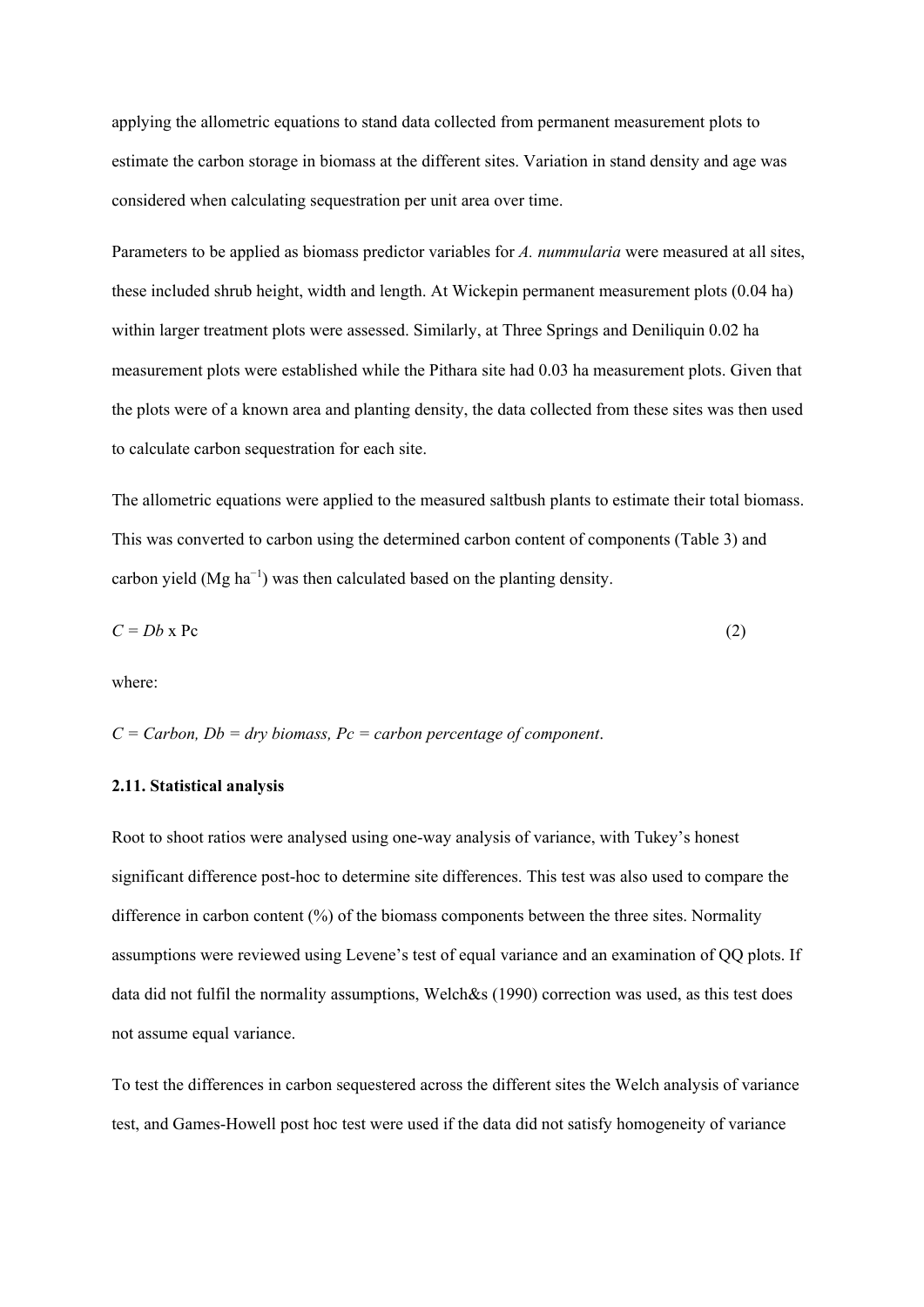applying the allometric equations to stand data collected from permanent measurement plots to estimate the carbon storage in biomass at the different sites. Variation in stand density and age was considered when calculating sequestration per unit area over time.

Parameters to be applied as biomass predictor variables for *A. nummularia* were measured at all sites, these included shrub height, width and length. At Wickepin permanent measurement plots (0.04 ha) within larger treatment plots were assessed. Similarly, at Three Springs and Deniliquin 0.02 ha measurement plots were established while the Pithara site had 0.03 ha measurement plots. Given that the plots were of a known area and planting density, the data collected from these sites was then used to calculate carbon sequestration for each site.

The allometric equations were applied to the measured saltbush plants to estimate their total biomass. This was converted to carbon using the determined carbon content of components (Table 3) and carbon yield (Mg $ha^{-1}$) was then calculated based on the planting density.

$$C = Db \times Pc \tag{2}$$

where:

*C = Carbon, Db = dry biomass, Pc = carbon percentage of component*.

**2.11. Statistical analysis**

Root to shoot ratios were analysed using one-way analysis of variance, with Tukey's honest significant difference post-hoc to determine site differences. This test was also used to compare the difference in carbon content (%) of the biomass components between the three sites. Normality assumptions were reviewed using Levene's test of equal variance and an examination of QQ plots. If data did not fulfil the normality assumptions, Welch&s (1990) correction was used, as this test does not assume equal variance.

To test the differences in carbon sequestered across the different sites the Welch analysis of variance test, and Games-Howell post hoc test were used if the data did not satisfy homogeneity of variance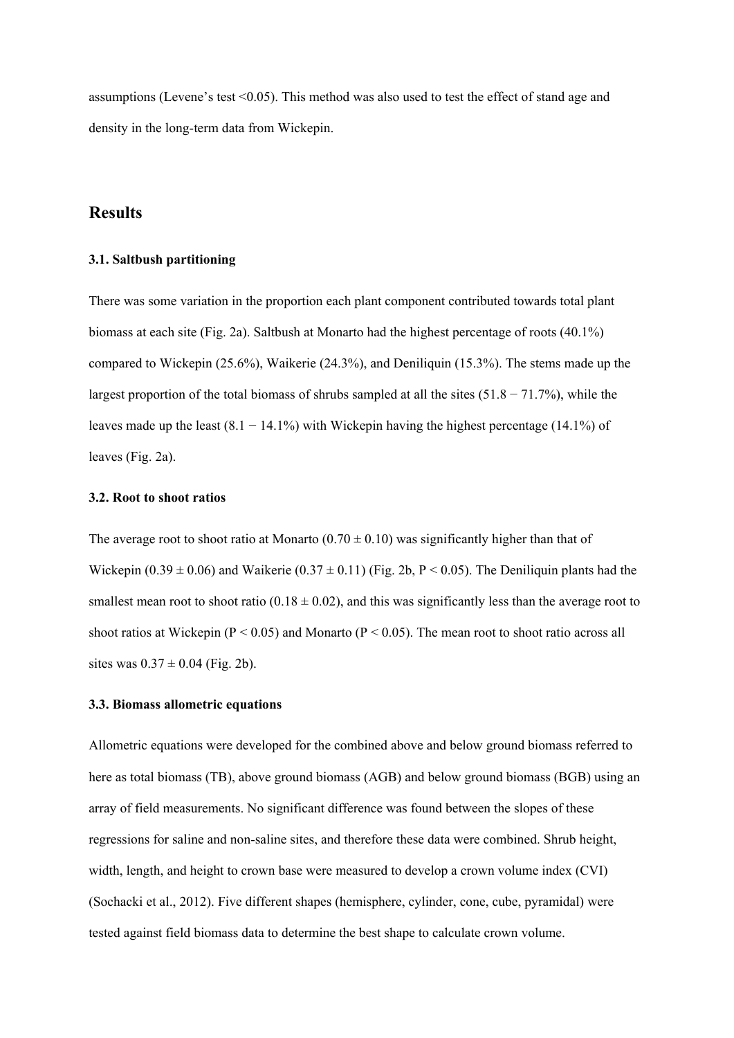assumptions (Levene's test <0.05). This method was also used to test the effect of stand age and density in the long-term data from Wickepin.

## Results

### 3.1. Saltbush partitioning

There was some variation in the proportion each plant component contributed towards total plant biomass at each site (Fig. 2a). Saltbush at Monarto had the highest percentage of roots (40.1%) compared to Wickepin (25.6%), Waikerie (24.3%), and Deniliquin (15.3%). The stems made up the largest proportion of the total biomass of shrubs sampled at all the sites (51.8 − 71.7%), while the leaves made up the least (8.1 − 14.1%) with Wickepin having the highest percentage (14.1%) of leaves (Fig. 2a).

### 3.2. Root to shoot ratios

The average root to shoot ratio at Monarto (0.70 ± 0.10) was significantly higher than that of Wickepin (0.39 ± 0.06) and Waikerie (0.37 ± 0.11) (Fig. 2b, $P < 0.05$). The Deniliquin plants had the smallest mean root to shoot ratio (0.18 ± 0.02), and this was significantly less than the average root to shoot ratios at Wickepin ($P < 0.05$) and Monarto ($P < 0.05$). The mean root to shoot ratio across all sites was 0.37 ± 0.04 (Fig. 2b).

### 3.3. Biomass allometric equations

Allometric equations were developed for the combined above and below ground biomass referred to here as total biomass (TB), above ground biomass (AGB) and below ground biomass (BGB) using an array of field measurements. No significant difference was found between the slopes of these regressions for saline and non-saline sites, and therefore these data were combined. Shrub height, width, length, and height to crown base were measured to develop a crown volume index (CVI) (Sochacki et al., 2012). Five different shapes (hemisphere, cylinder, cone, cube, pyramidal) were tested against field biomass data to determine the best shape to calculate crown volume.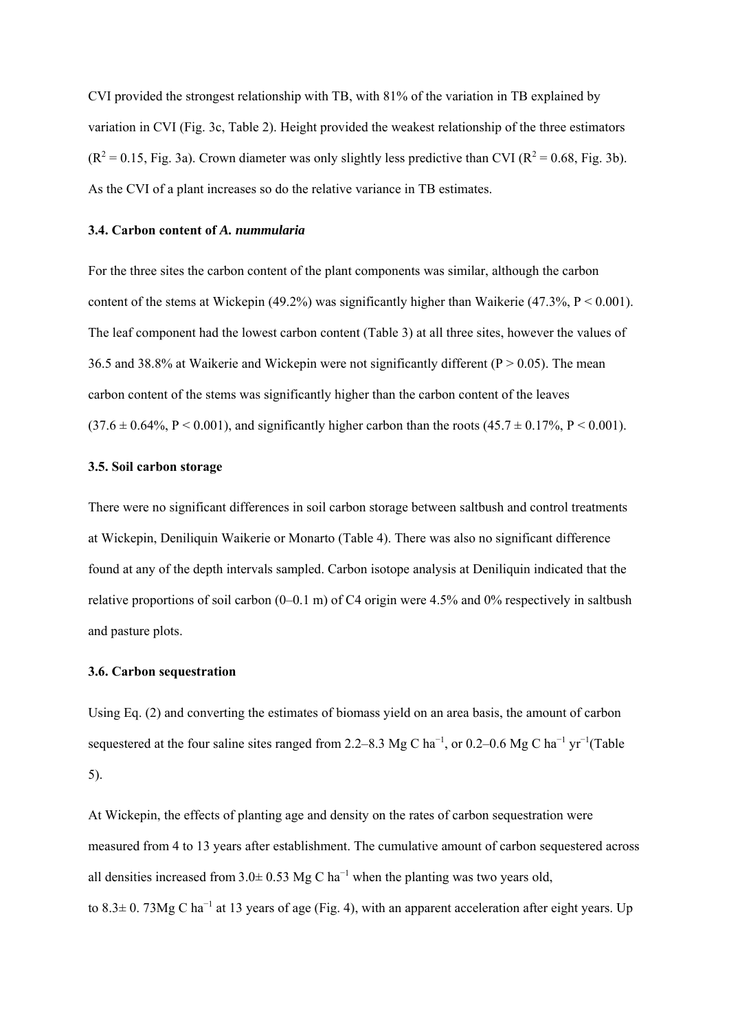CVI provided the strongest relationship with TB, with 81% of the variation in TB explained by variation in CVI (Fig. 3c, Table 2). Height provided the weakest relationship of the three estimators ($R^2 = 0.15$, Fig. 3a). Crown diameter was only slightly less predictive than CVI ($R^2 = 0.68$, Fig. 3b). As the CVI of a plant increases so do the relative variance in TB estimates.

### 3.4. Carbon content of *A. nummularia*

For the three sites the carbon content of the plant components was similar, although the carbon content of the stems at Wickepin (49.2%) was significantly higher than Waikerie (47.3%, $P < 0.001$). The leaf component had the lowest carbon content (Table 3) at all three sites, however the values of 36.5 and 38.8% at Waikerie and Wickepin were not significantly different ($P > 0.05$). The mean carbon content of the stems was significantly higher than the carbon content of the leaves ($37.6 \pm 0.64\%$, $P < 0.001$), and significantly higher carbon than the roots ($45.7 \pm 0.17\%$, $P < 0.001$).

### 3.5. Soil carbon storage

There were no significant differences in soil carbon storage between saltbush and control treatments at Wickepin, Deniliquin Waikerie or Monarto (Table 4). There was also no significant difference found at any of the depth intervals sampled. Carbon isotope analysis at Deniliquin indicated that the relative proportions of soil carbon (0–0.1 m) of C4 origin were 4.5% and 0% respectively in saltbush and pasture plots.

### 3.6. Carbon sequestration

Using Eq. (2) and converting the estimates of biomass yield on an area basis, the amount of carbon sequestered at the four saline sites ranged from 2.2–8.3 Mg C $ha^{-1}$, or 0.2–0.6 Mg C $ha^{-1}$ $yr^{-1}$(Table 5).

At Wickepin, the effects of planting age and density on the rates of carbon sequestration were measured from 4 to 13 years after establishment. The cumulative amount of carbon sequestered across all densities increased from $3.0 \pm 0.53$ Mg C $ha^{-1}$ when the planting was two years old, to $8.3 \pm 0.73$ Mg C $ha^{-1}$ at 13 years of age (Fig. 4), with an apparent acceleration after eight years. Up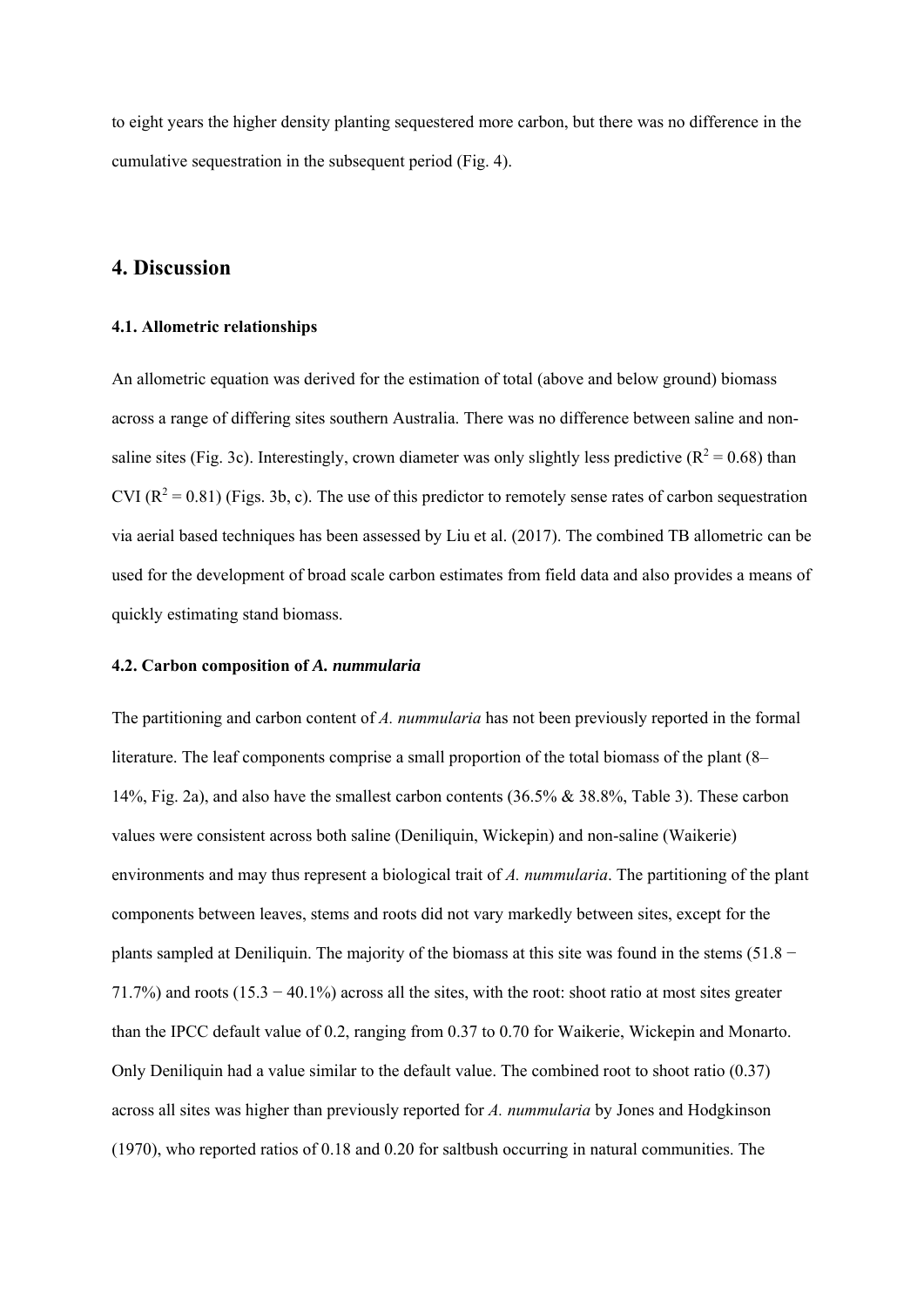to eight years the higher density planting sequestered more carbon, but there was no difference in the cumulative sequestration in the subsequent period (Fig. 4).

## 4. Discussion

### 4.1. Allometric relationships

An allometric equation was derived for the estimation of total (above and below ground) biomass across a range of differing sites southern Australia. There was no difference between saline and non-saline sites (Fig. 3c). Interestingly, crown diameter was only slightly less predictive ($R^2 = 0.68$) than CVI ($R^2 = 0.81$) (Figs. 3b, c). The use of this predictor to remotely sense rates of carbon sequestration via aerial based techniques has been assessed by Liu et al. (2017). The combined TB allometric can be used for the development of broad scale carbon estimates from field data and also provides a means of quickly estimating stand biomass.

### 4.2. Carbon composition of *A. nummularia*

The partitioning and carbon content of *A. nummularia* has not been previously reported in the formal literature. The leaf components comprise a small proportion of the total biomass of the plant (8–14%, Fig. 2a), and also have the smallest carbon contents (36.5% & 38.8%, Table 3). These carbon values were consistent across both saline (Deniliquin, Wickepin) and non-saline (Waikerie) environments and may thus represent a biological trait of *A. nummularia*. The partitioning of the plant components between leaves, stems and roots did not vary markedly between sites, except for the plants sampled at Deniliquin. The majority of the biomass at this site was found in the stems (51.8 − 71.7%) and roots (15.3 − 40.1%) across all the sites, with the root: shoot ratio at most sites greater than the IPCC default value of 0.2, ranging from 0.37 to 0.70 for Waikerie, Wickepin and Monarto. Only Deniliquin had a value similar to the default value. The combined root to shoot ratio (0.37) across all sites was higher than previously reported for *A. nummularia* by Jones and Hodgkinson (1970), who reported ratios of 0.18 and 0.20 for saltbush occurring in natural communities. The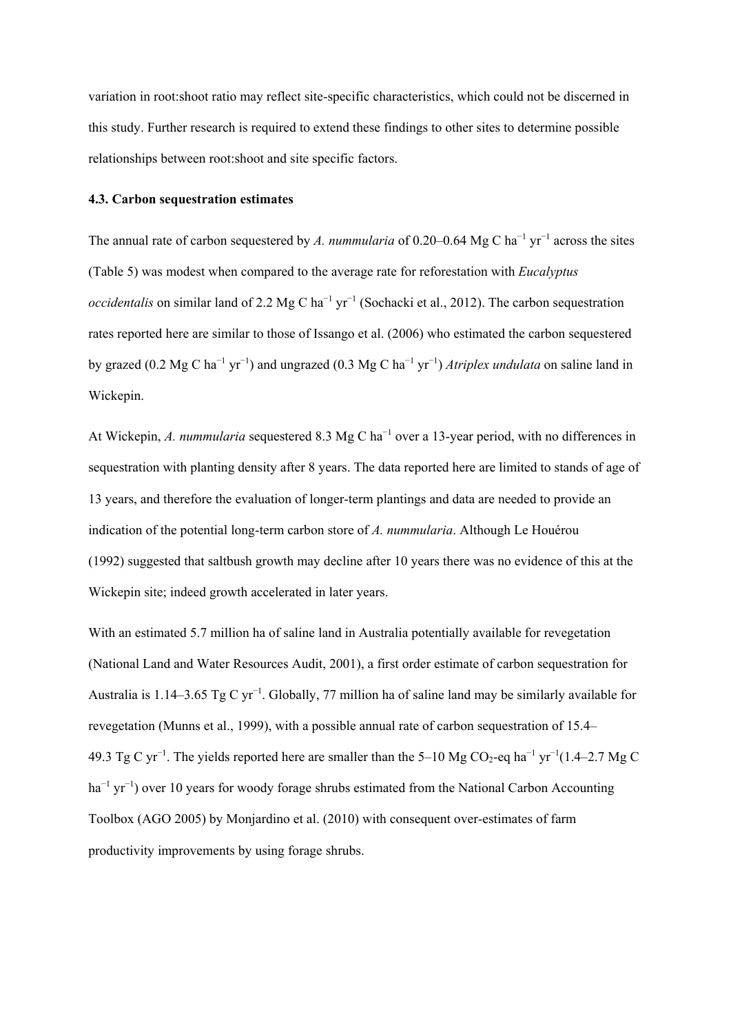variation in root:shoot ratio may reflect site-specific characteristics, which could not be discerned in this study. Further research is required to extend these findings to other sites to determine possible relationships between root:shoot and site specific factors.

### 4.3. Carbon sequestration estimates

The annual rate of carbon sequestered by *A. nummularia* of 0.20–0.64 Mg C $ha^{-1}$ $yr^{-1}$ across the sites (Table 5) was modest when compared to the average rate for reforestation with *Eucalyptus occidentalis* on similar land of 2.2 Mg C $ha^{-1}$ $yr^{-1}$ (Sochacki et al., 2012). The carbon sequestration rates reported here are similar to those of Issango et al. (2006) who estimated the carbon sequestered by grazed (0.2 Mg C $ha^{-1}$ $yr^{-1}$) and ungrazed (0.3 Mg C $ha^{-1}$ $yr^{-1}$) *Atriplex undulata* on saline land in Wickepin.

At Wickepin, *A. nummularia* sequestered 8.3 Mg C $ha^{-1}$ over a 13-year period, with no differences in sequestration with planting density after 8 years. The data reported here are limited to stands of age of 13 years, and therefore the evaluation of longer-term plantings and data are needed to provide an indication of the potential long-term carbon store of *A. nummularia*. Although Le Houérou (1992) suggested that saltbush growth may decline after 10 years there was no evidence of this at the Wickepin site; indeed growth accelerated in later years.

With an estimated 5.7 million ha of saline land in Australia potentially available for revegetation (National Land and Water Resources Audit, 2001), a first order estimate of carbon sequestration for Australia is 1.14–3.65 Tg C $yr^{-1}$. Globally, 77 million ha of saline land may be similarly available for revegetation (Munns et al., 1999), with a possible annual rate of carbon sequestration of 15.4–49.3 Tg C $yr^{-1}$. The yields reported here are smaller than the 5–10 Mg $CO_2$-eq $ha^{-1}$ $yr^{-1}$(1.4–2.7 Mg C $ha^{-1}$ $yr^{-1}$) over 10 years for woody forage shrubs estimated from the National Carbon Accounting Toolbox (AGO 2005) by Monjardino et al. (2010) with consequent over-estimates of farm productivity improvements by using forage shrubs.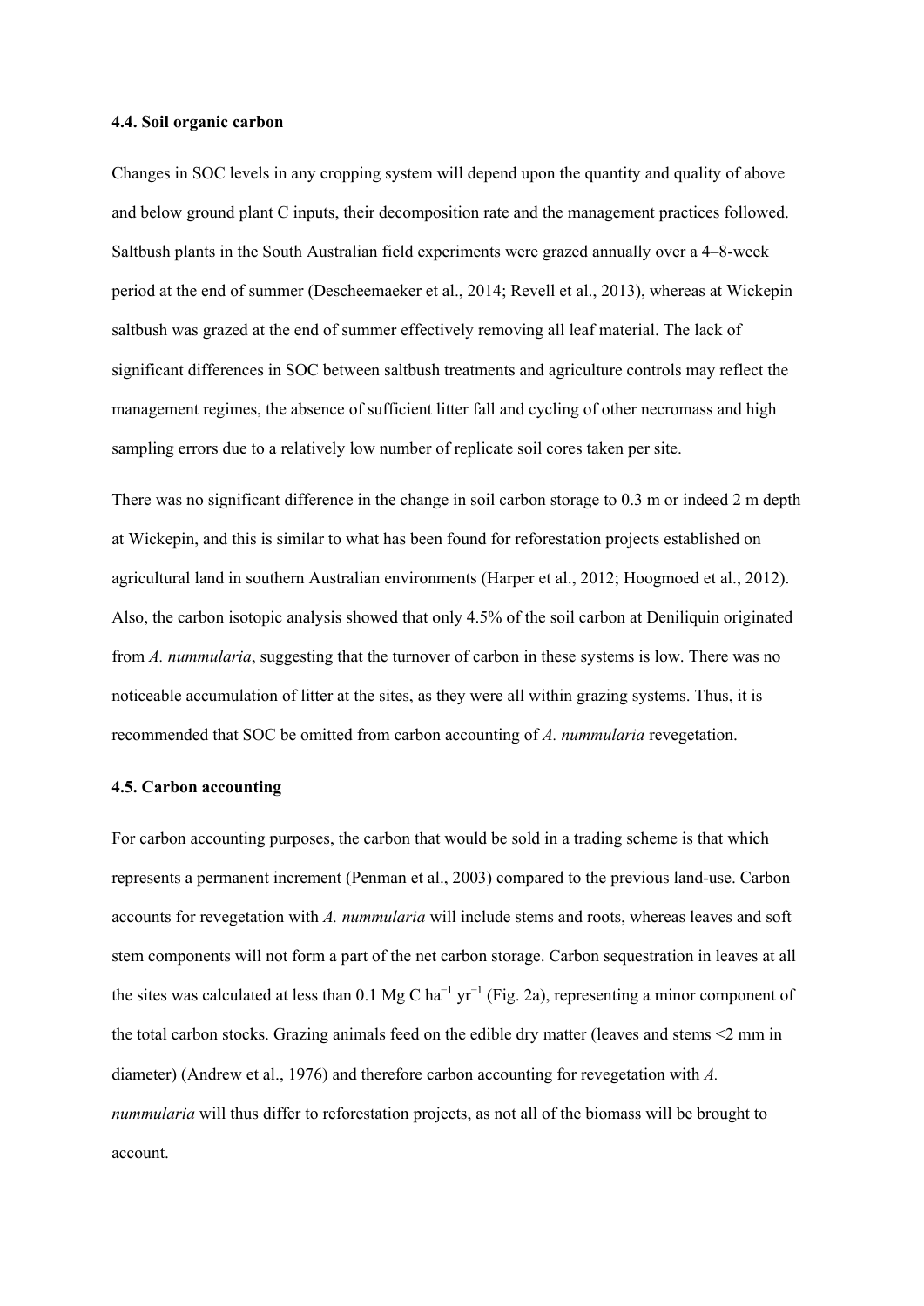### 4.4. Soil organic carbon

Changes in SOC levels in any cropping system will depend upon the quantity and quality of above and below ground plant C inputs, their decomposition rate and the management practices followed. Saltbush plants in the South Australian field experiments were grazed annually over a 4–8-week period at the end of summer (Descheemaeker et al., 2014; Revell et al., 2013), whereas at Wickepin saltbush was grazed at the end of summer effectively removing all leaf material. The lack of significant differences in SOC between saltbush treatments and agriculture controls may reflect the management regimes, the absence of sufficient litter fall and cycling of other necromass and high sampling errors due to a relatively low number of replicate soil cores taken per site.

There was no significant difference in the change in soil carbon storage to 0.3 m or indeed 2 m depth at Wickepin, and this is similar to what has been found for reforestation projects established on agricultural land in southern Australian environments (Harper et al., 2012; Hoogmoed et al., 2012). Also, the carbon isotopic analysis showed that only 4.5% of the soil carbon at Deniliquin originated from *A. nummularia*, suggesting that the turnover of carbon in these systems is low. There was no noticeable accumulation of litter at the sites, as they were all within grazing systems. Thus, it is recommended that SOC be omitted from carbon accounting of *A. nummularia* revegetation.

### 4.5. Carbon accounting

For carbon accounting purposes, the carbon that would be sold in a trading scheme is that which represents a permanent increment (Penman et al., 2003) compared to the previous land-use. Carbon accounts for revegetation with *A. nummularia* will include stems and roots, whereas leaves and soft stem components will not form a part of the net carbon storage. Carbon sequestration in leaves at all the sites was calculated at less than 0.1 Mg C $ha^{-1}$ $yr^{-1}$ (Fig. 2a), representing a minor component of the total carbon stocks. Grazing animals feed on the edible dry matter (leaves and stems <2 mm in diameter) (Andrew et al., 1976) and therefore carbon accounting for revegetation with *A. nummularia* will thus differ to reforestation projects, as not all of the biomass will be brought to account.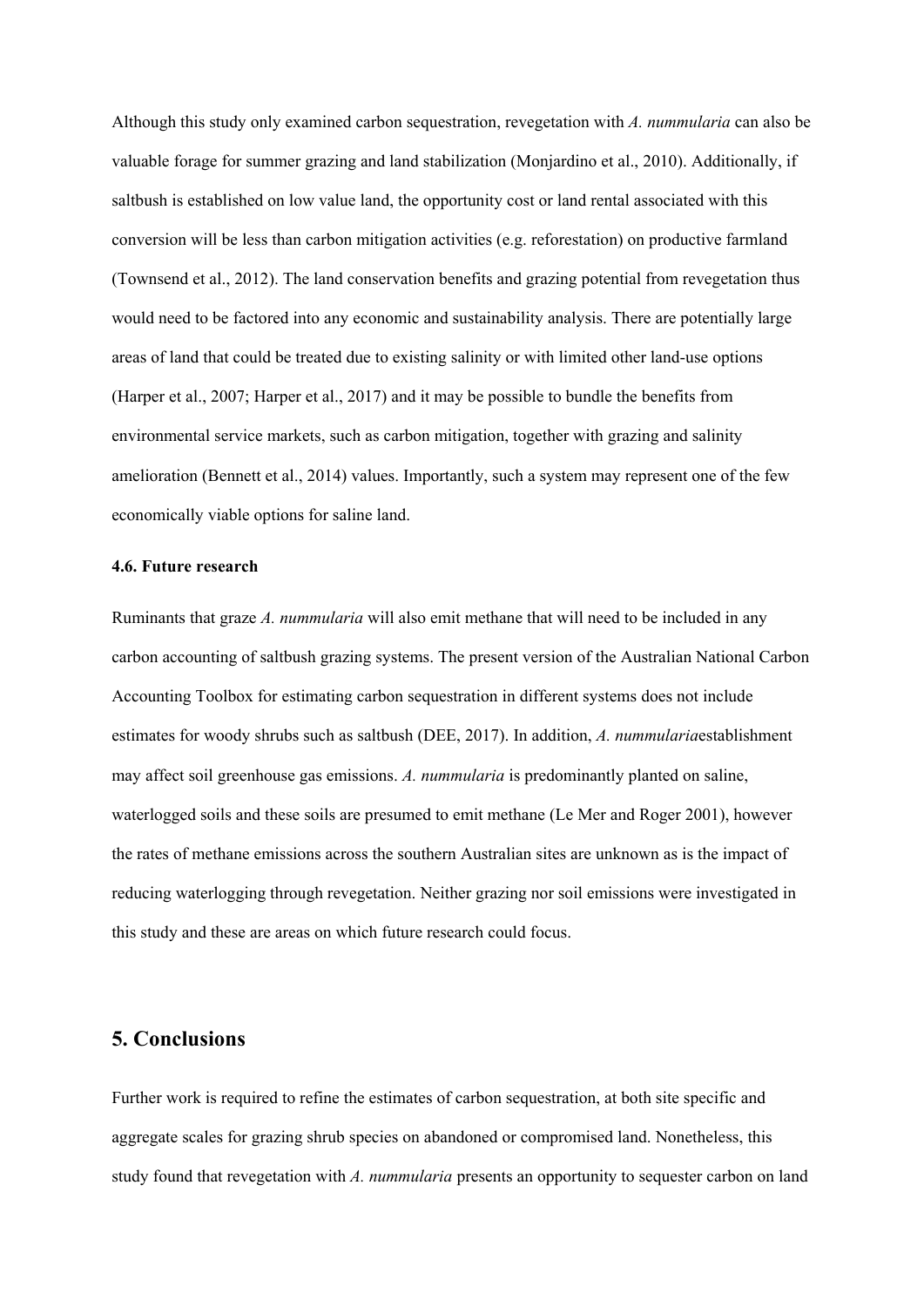Although this study only examined carbon sequestration, revegetation with *A. nummularia* can also be valuable forage for summer grazing and land stabilization (Monjardino et al., 2010). Additionally, if saltbush is established on low value land, the opportunity cost or land rental associated with this conversion will be less than carbon mitigation activities (e.g. reforestation) on productive farmland (Townsend et al., 2012). The land conservation benefits and grazing potential from revegetation thus would need to be factored into any economic and sustainability analysis. There are potentially large areas of land that could be treated due to existing salinity or with limited other land-use options (Harper et al., 2007; Harper et al., 2017) and it may be possible to bundle the benefits from environmental service markets, such as carbon mitigation, together with grazing and salinity amelioration (Bennett et al., 2014) values. Importantly, such a system may represent one of the few economically viable options for saline land.

### 4.6. Future research

Ruminants that graze *A. nummularia* will also emit methane that will need to be included in any carbon accounting of saltbush grazing systems. The present version of the Australian National Carbon Accounting Toolbox for estimating carbon sequestration in different systems does not include estimates for woody shrubs such as saltbush (DEE, 2017). In addition, *A. nummularia*establishment may affect soil greenhouse gas emissions. *A. nummularia* is predominantly planted on saline, waterlogged soils and these soils are presumed to emit methane (Le Mer and Roger 2001), however the rates of methane emissions across the southern Australian sites are unknown as is the impact of reducing waterlogging through revegetation. Neither grazing nor soil emissions were investigated in this study and these are areas on which future research could focus.

## 5. Conclusions

Further work is required to refine the estimates of carbon sequestration, at both site specific and aggregate scales for grazing shrub species on abandoned or compromised land. Nonetheless, this study found that revegetation with *A. nummularia* presents an opportunity to sequester carbon on land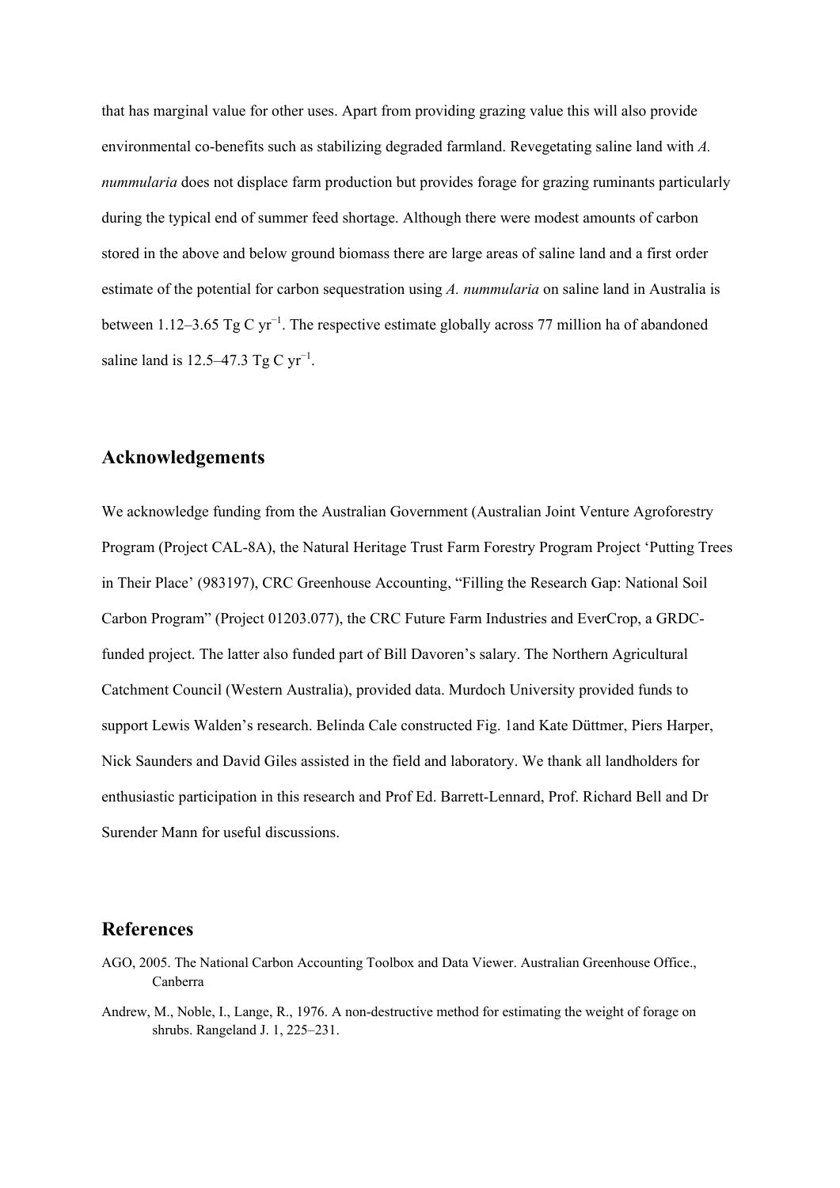that has marginal value for other uses. Apart from providing grazing value this will also provide environmental co-benefits such as stabilizing degraded farmland. Revegetating saline land with *A. nummularia* does not displace farm production but provides forage for grazing ruminants particularly during the typical end of summer feed shortage. Although there were modest amounts of carbon stored in the above and below ground biomass there are large areas of saline land and a first order estimate of the potential for carbon sequestration using *A. nummularia* on saline land in Australia is between 1.12–3.65 Tg C $yr^{-1}$. The respective estimate globally across 77 million ha of abandoned saline land is 12.5–47.3 Tg C $yr^{-1}$.

## Acknowledgements

We acknowledge funding from the Australian Government (Australian Joint Venture Agroforestry Program (Project CAL-8A), the Natural Heritage Trust Farm Forestry Program Project 'Putting Trees in Their Place' (983197), CRC Greenhouse Accounting, "Filling the Research Gap: National Soil Carbon Program" (Project 01203.077), the CRC Future Farm Industries and EverCrop, a GRDC-funded project. The latter also funded part of Bill Davoren's salary. The Northern Agricultural Catchment Council (Western Australia), provided data. Murdoch University provided funds to support Lewis Walden's research. Belinda Cale constructed Fig. 1and Kate Düttmer, Piers Harper, Nick Saunders and David Giles assisted in the field and laboratory. We thank all landholders for enthusiastic participation in this research and Prof Ed. Barrett-Lennard, Prof. Richard Bell and Dr Surender Mann for useful discussions.

## References

AGO, 2005. The National Carbon Accounting Toolbox and Data Viewer. Australian Greenhouse Office., Canberra

Andrew, M., Noble, I., Lange, R., 1976. A non-destructive method for estimating the weight of forage on shrubs. Rangeland J. 1, 225–231.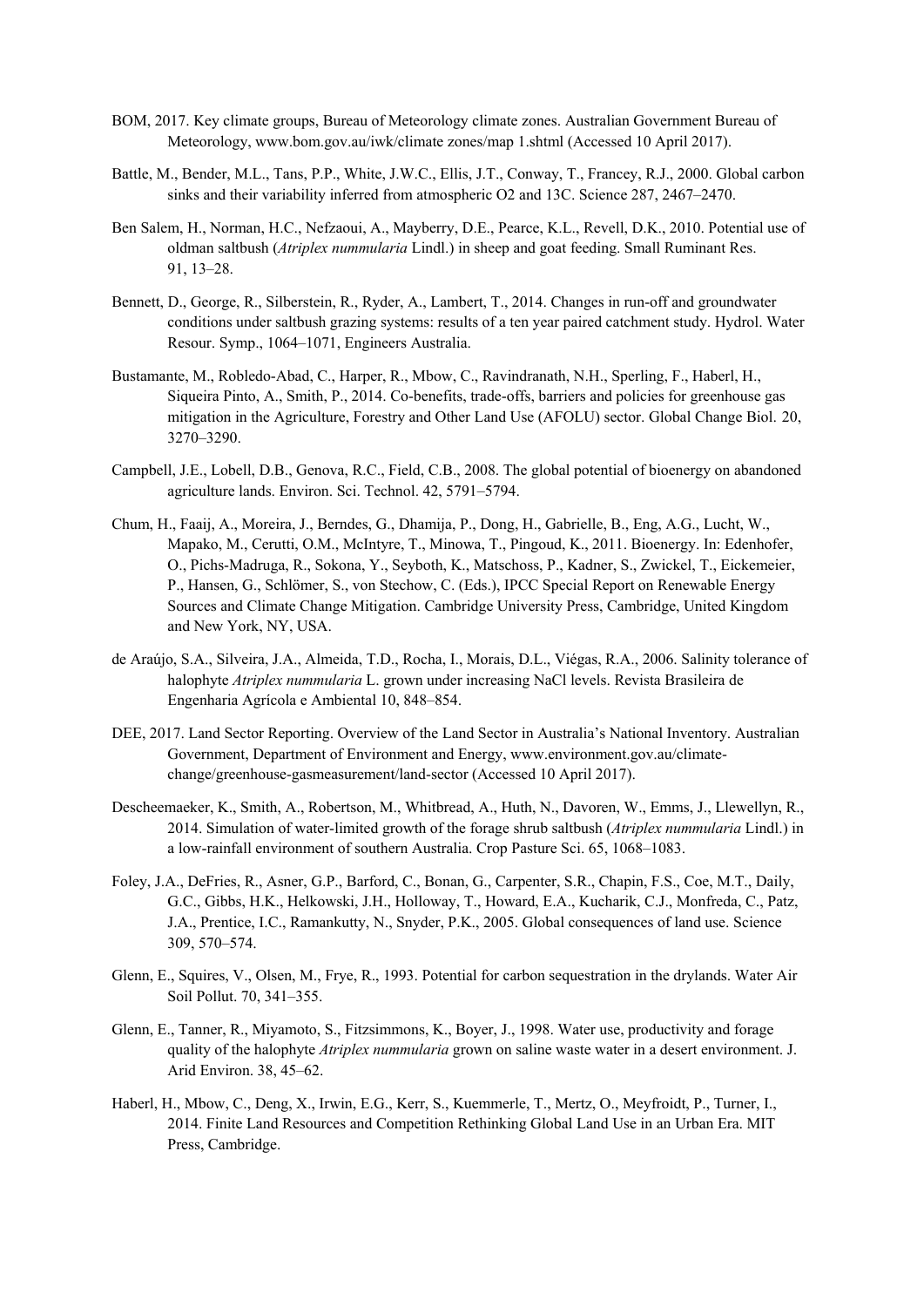BOM, 2017. Key climate groups, Bureau of Meteorology climate zones. Australian Government Bureau of Meteorology, www.bom.gov.au/iwk/climate zones/map 1.shtml (Accessed 10 April 2017).

Battle, M., Bender, M.L., Tans, P.P., White, J.W.C., Ellis, J.T., Conway, T., Francey, R.J., 2000. Global carbon sinks and their variability inferred from atmospheric O2 and 13C. Science 287, 2467–2470.

Ben Salem, H., Norman, H.C., Nefzaoui, A., Mayberry, D.E., Pearce, K.L., Revell, D.K., 2010. Potential use of oldman saltbush (*Atriplex nummularia* Lindl.) in sheep and goat feeding. Small Ruminant Res. 91, 13–28.

Bennett, D., George, R., Silberstein, R., Ryder, A., Lambert, T., 2014. Changes in run-off and groundwater conditions under saltbush grazing systems: results of a ten year paired catchment study. Hydrol. Water Resour. Symp., 1064–1071, Engineers Australia.

Bustamante, M., Robledo-Abad, C., Harper, R., Mbow, C., Ravindranath, N.H., Sperling, F., Haberl, H., Siqueira Pinto, A., Smith, P., 2014. Co-benefits, trade-offs, barriers and policies for greenhouse gas mitigation in the Agriculture, Forestry and Other Land Use (AFOLU) sector. Global Change Biol. 20, 3270–3290.

Campbell, J.E., Lobell, D.B., Genova, R.C., Field, C.B., 2008. The global potential of bioenergy on abandoned agriculture lands. Environ. Sci. Technol. 42, 5791–5794.

Chum, H., Faaij, A., Moreira, J., Berndes, G., Dhamija, P., Dong, H., Gabrielle, B., Eng, A.G., Lucht, W., Mapako, M., Cerutti, O.M., McIntyre, T., Minowa, T., Pingoud, K., 2011. Bioenergy. In: Edenhofer, O., Pichs-Madruga, R., Sokona, Y., Seyboth, K., Matschoss, P., Kadner, S., Zwickel, T., Eickemeier, P., Hansen, G., Schlömer, S., von Stechow, C. (Eds.), IPCC Special Report on Renewable Energy Sources and Climate Change Mitigation. Cambridge University Press, Cambridge, United Kingdom and New York, NY, USA.

de Araújo, S.A., Silveira, J.A., Almeida, T.D., Rocha, I., Morais, D.L., Viégas, R.A., 2006. Salinity tolerance of halophyte *Atriplex nummularia* L. grown under increasing NaCl levels. Revista Brasileira de Engenharia Agrícola e Ambiental 10, 848–854.

DEE, 2017. Land Sector Reporting. Overview of the Land Sector in Australia's National Inventory. Australian Government, Department of Environment and Energy, www.environment.gov.au/climate-change/greenhouse-gasmeasurement/land-sector (Accessed 10 April 2017).

Descheemaeker, K., Smith, A., Robertson, M., Whitbread, A., Huth, N., Davoren, W., Emms, J., Llewellyn, R., 2014. Simulation of water-limited growth of the forage shrub saltbush (*Atriplex nummularia* Lindl.) in a low-rainfall environment of southern Australia. Crop Pasture Sci. 65, 1068–1083.

Foley, J.A., DeFries, R., Asner, G.P., Barford, C., Bonan, G., Carpenter, S.R., Chapin, F.S., Coe, M.T., Daily, G.C., Gibbs, H.K., Helkowski, J.H., Holloway, T., Howard, E.A., Kucharik, C.J., Monfreda, C., Patz, J.A., Prentice, I.C., Ramankutty, N., Snyder, P.K., 2005. Global consequences of land use. Science 309, 570–574.

Glenn, E., Squires, V., Olsen, M., Frye, R., 1993. Potential for carbon sequestration in the drylands. Water Air Soil Pollut. 70, 341–355.

Glenn, E., Tanner, R., Miyamoto, S., Fitzsimmons, K., Boyer, J., 1998. Water use, productivity and forage quality of the halophyte *Atriplex nummularia* grown on saline waste water in a desert environment. J. Arid Environ. 38, 45–62.

Haberl, H., Mbow, C., Deng, X., Irwin, E.G., Kerr, S., Kuemmerle, T., Mertz, O., Meyfroidt, P., Turner, I., 2014. Finite Land Resources and Competition Rethinking Global Land Use in an Urban Era. MIT Press, Cambridge.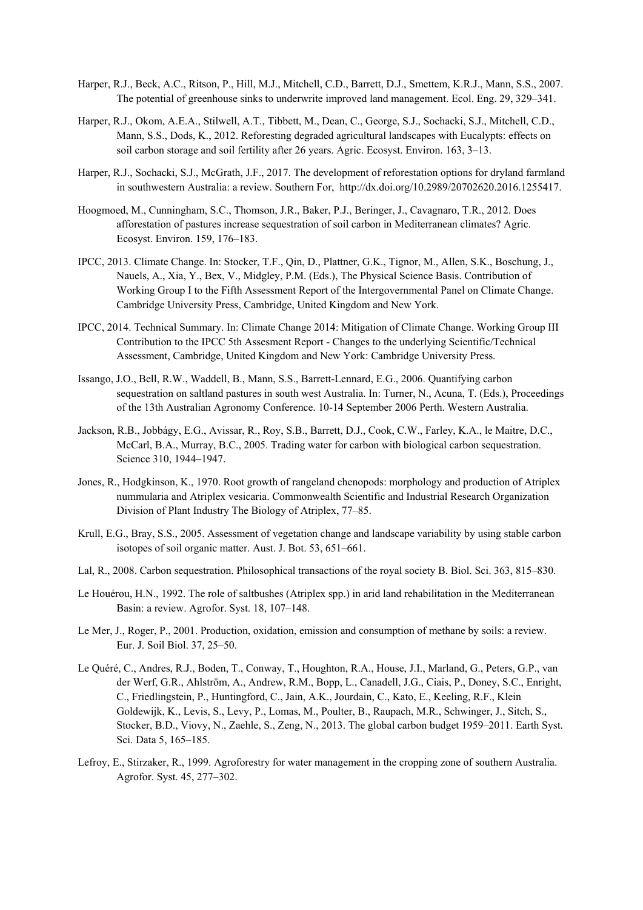Harper, R.J., Beck, A.C., Ritson, P., Hill, M.J., Mitchell, C.D., Barrett, D.J., Smettem, K.R.J., Mann, S.S., 2007. The potential of greenhouse sinks to underwrite improved land management. Ecol. Eng. 29, 329–341.

Harper, R.J., Okom, A.E.A., Stilwell, A.T., Tibbett, M., Dean, C., George, S.J., Sochacki, S.J., Mitchell, C.D., Mann, S.S., Dods, K., 2012. Reforesting degraded agricultural landscapes with Eucalypts: effects on soil carbon storage and soil fertility after 26 years. Agric. Ecosyst. Environ. 163, 3–13.

Harper, R.J., Sochacki, S.J., McGrath, J.F., 2017. The development of reforestation options for dryland farmland in southwestern Australia: a review. Southern For, http://dx.doi.org/10.2989/20702620.2016.1255417.

Hoogmoed, M., Cunningham, S.C., Thomson, J.R., Baker, P.J., Beringer, J., Cavagnaro, T.R., 2012. Does afforestation of pastures increase sequestration of soil carbon in Mediterranean climates? Agric. Ecosyst. Environ. 159, 176–183.

IPCC, 2013. Climate Change. In: Stocker, T.F., Qin, D., Plattner, G.K., Tignor, M., Allen, S.K., Boschung, J., Nauels, A., Xia, Y., Bex, V., Midgley, P.M. (Eds.), The Physical Science Basis. Contribution of Working Group I to the Fifth Assessment Report of the Intergovernmental Panel on Climate Change. Cambridge University Press, Cambridge, United Kingdom and New York.

IPCC, 2014. Technical Summary. In: Climate Change 2014: Mitigation of Climate Change. Working Group III Contribution to the IPCC 5th Assesment Report - Changes to the underlying Scientific/Technical Assessment, Cambridge, United Kingdom and New York: Cambridge University Press.

Issango, J.O., Bell, R.W., Waddell, B., Mann, S.S., Barrett-Lennard, E.G., 2006. Quantifying carbon sequestration on saltland pastures in south west Australia. In: Turner, N., Acuna, T. (Eds.), Proceedings of the 13th Australian Agronomy Conference. 10-14 September 2006 Perth. Western Australia.

Jackson, R.B., Jobbágy, E.G., Avissar, R., Roy, S.B., Barrett, D.J., Cook, C.W., Farley, K.A., le Maitre, D.C., McCarl, B.A., Murray, B.C., 2005. Trading water for carbon with biological carbon sequestration. Science 310, 1944–1947.

Jones, R., Hodgkinson, K., 1970. Root growth of rangeland chenopods: morphology and production of Atriplex nummularia and Atriplex vesicaria. Commonwealth Scientific and Industrial Research Organization Division of Plant Industry The Biology of Atriplex, 77–85.

Krull, E.G., Bray, S.S., 2005. Assessment of vegetation change and landscape variability by using stable carbon isotopes of soil organic matter. Aust. J. Bot. 53, 651–661.

Lal, R., 2008. Carbon sequestration. Philosophical transactions of the royal society B. Biol. Sci. 363, 815–830.

Le Houérou, H.N., 1992. The role of saltbushes (Atriplex spp.) in arid land rehabilitation in the Mediterranean Basin: a review. Agrofor. Syst. 18, 107–148.

Le Mer, J., Roger, P., 2001. Production, oxidation, emission and consumption of methane by soils: a review. Eur. J. Soil Biol. 37, 25–50.

Le Quéré, C., Andres, R.J., Boden, T., Conway, T., Houghton, R.A., House, J.I., Marland, G., Peters, G.P., van der Werf, G.R., Ahlström, A., Andrew, R.M., Bopp, L., Canadell, J.G., Ciais, P., Doney, S.C., Enright, C., Friedlingstein, P., Huntingford, C., Jain, A.K., Jourdain, C., Kato, E., Keeling, R.F., Klein Goldewijk, K., Levis, S., Levy, P., Lomas, M., Poulter, B., Raupach, M.R., Schwinger, J., Sitch, S., Stocker, B.D., Viovy, N., Zaehle, S., Zeng, N., 2013. The global carbon budget 1959–2011. Earth Syst. Sci. Data 5, 165–185.

Lefroy, E., Stirzaker, R., 1999. Agroforestry for water management in the cropping zone of southern Australia. Agrofor. Syst. 45, 277–302.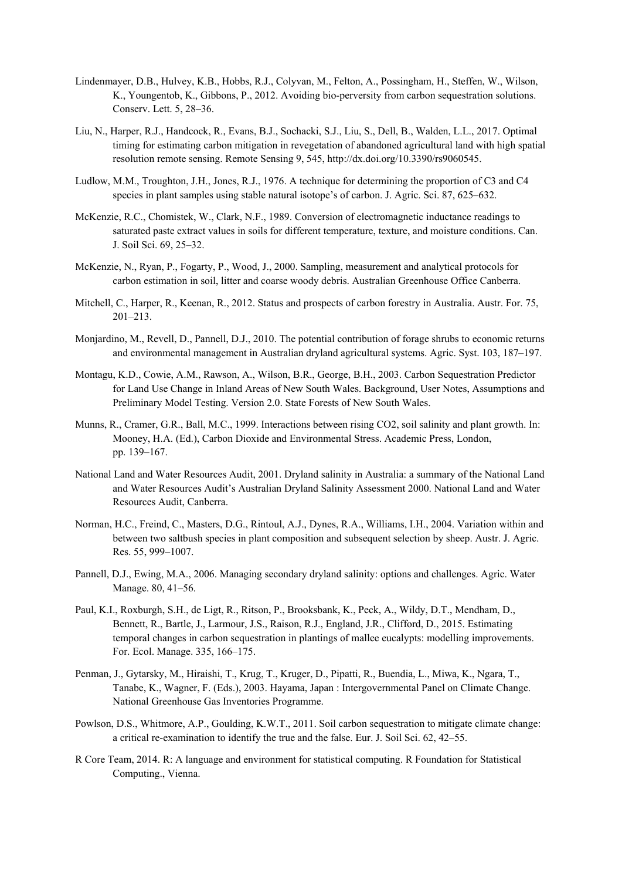Lindenmayer, D.B., Hulvey, K.B., Hobbs, R.J., Colyvan, M., Felton, A., Possingham, H., Steffen, W., Wilson, K., Youngentob, K., Gibbons, P., 2012. Avoiding bio-perversity from carbon sequestration solutions. Conserv. Lett. 5, 28–36.

Liu, N., Harper, R.J., Handcock, R., Evans, B.J., Sochacki, S.J., Liu, S., Dell, B., Walden, L.L., 2017. Optimal timing for estimating carbon mitigation in revegetation of abandoned agricultural land with high spatial resolution remote sensing. Remote Sensing 9, 545, http://dx.doi.org/10.3390/rs9060545.

Ludlow, M.M., Troughton, J.H., Jones, R.J., 1976. A technique for determining the proportion of C3 and C4 species in plant samples using stable natural isotope's of carbon. J. Agric. Sci. 87, 625–632.

McKenzie, R.C., Chomistek, W., Clark, N.F., 1989. Conversion of electromagnetic inductance readings to saturated paste extract values in soils for different temperature, texture, and moisture conditions. Can. J. Soil Sci. 69, 25–32.

McKenzie, N., Ryan, P., Fogarty, P., Wood, J., 2000. Sampling, measurement and analytical protocols for carbon estimation in soil, litter and coarse woody debris. Australian Greenhouse Office Canberra.

Mitchell, C., Harper, R., Keenan, R., 2012. Status and prospects of carbon forestry in Australia. Austr. For. 75, 201–213.

Monjardino, M., Revell, D., Pannell, D.J., 2010. The potential contribution of forage shrubs to economic returns and environmental management in Australian dryland agricultural systems. Agric. Syst. 103, 187–197.

Montagu, K.D., Cowie, A.M., Rawson, A., Wilson, B.R., George, B.H., 2003. Carbon Sequestration Predictor for Land Use Change in Inland Areas of New South Wales. Background, User Notes, Assumptions and Preliminary Model Testing. Version 2.0. State Forests of New South Wales.

Munns, R., Cramer, G.R., Ball, M.C., 1999. Interactions between rising CO2, soil salinity and plant growth. In: Mooney, H.A. (Ed.), Carbon Dioxide and Environmental Stress. Academic Press, London, pp. 139–167.

National Land and Water Resources Audit, 2001. Dryland salinity in Australia: a summary of the National Land and Water Resources Audit's Australian Dryland Salinity Assessment 2000. National Land and Water Resources Audit, Canberra.

Norman, H.C., Freind, C., Masters, D.G., Rintoul, A.J., Dynes, R.A., Williams, I.H., 2004. Variation within and between two saltbush species in plant composition and subsequent selection by sheep. Austr. J. Agric. Res. 55, 999–1007.

Pannell, D.J., Ewing, M.A., 2006. Managing secondary dryland salinity: options and challenges. Agric. Water Manage. 80, 41–56.

Paul, K.I., Roxburgh, S.H., de Ligt, R., Ritson, P., Brooksbank, K., Peck, A., Wildy, D.T., Mendham, D., Bennett, R., Bartle, J., Larmour, J.S., Raison, R.J., England, J.R., Clifford, D., 2015. Estimating temporal changes in carbon sequestration in plantings of mallee eucalypts: modelling improvements. For. Ecol. Manage. 335, 166–175.

Penman, J., Gytarsky, M., Hiraishi, T., Krug, T., Kruger, D., Pipatti, R., Buendia, L., Miwa, K., Ngara, T., Tanabe, K., Wagner, F. (Eds.), 2003. Hayama, Japan : Intergovernmental Panel on Climate Change. National Greenhouse Gas Inventories Programme.

Powlson, D.S., Whitmore, A.P., Goulding, K.W.T., 2011. Soil carbon sequestration to mitigate climate change: a critical re-examination to identify the true and the false. Eur. J. Soil Sci. 62, 42–55.

R Core Team, 2014. R: A language and environment for statistical computing. R Foundation for Statistical Computing., Vienna.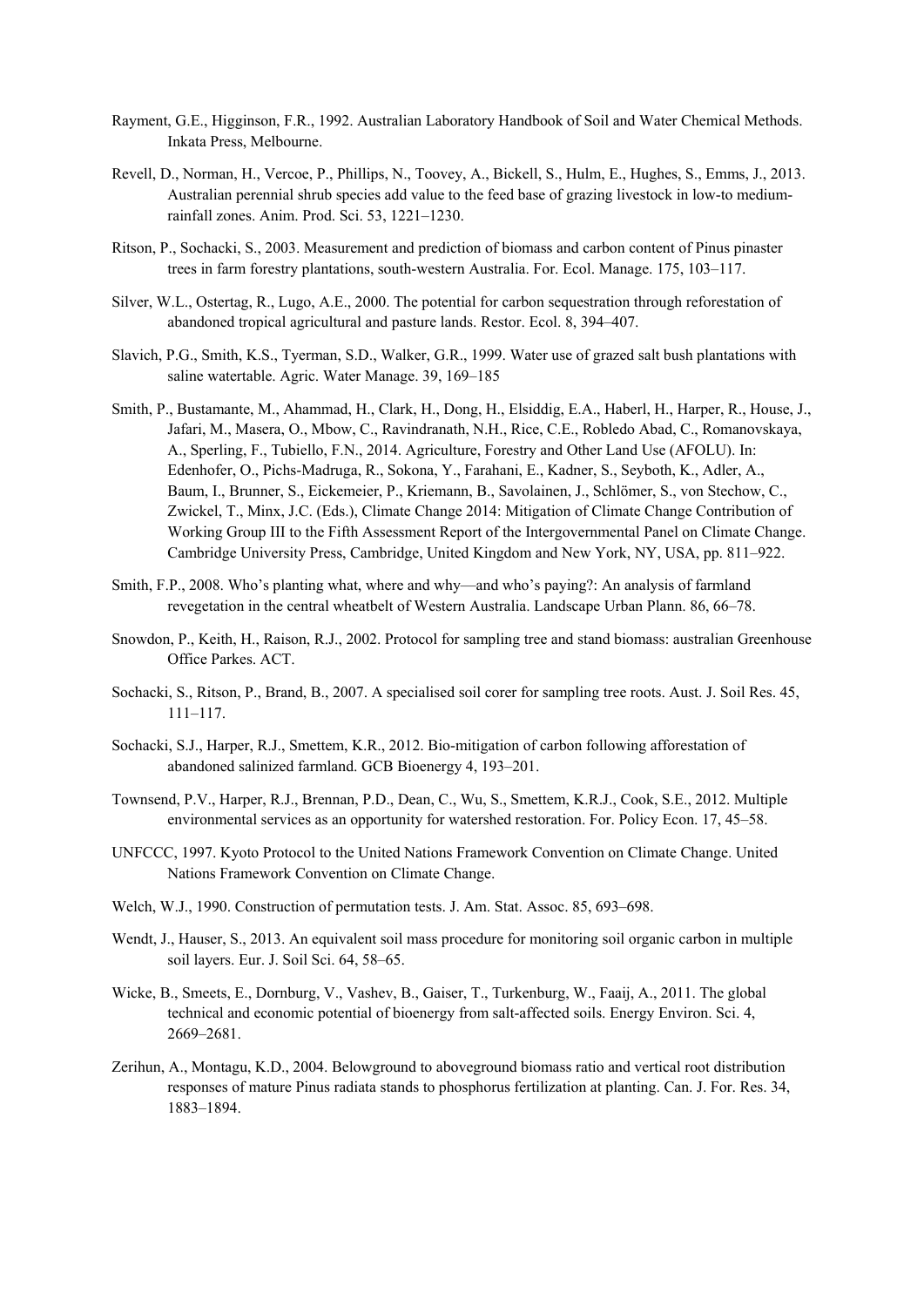Rayment, G.E., Higginson, F.R., 1992. Australian Laboratory Handbook of Soil and Water Chemical Methods. Inkata Press, Melbourne.

Revell, D., Norman, H., Vercoe, P., Phillips, N., Toovey, A., Bickell, S., Hulm, E., Hughes, S., Emms, J., 2013. Australian perennial shrub species add value to the feed base of grazing livestock in low-to medium-rainfall zones. Anim. Prod. Sci. 53, 1221–1230.

Ritson, P., Sochacki, S., 2003. Measurement and prediction of biomass and carbon content of Pinus pinaster trees in farm forestry plantations, south-western Australia. For. Ecol. Manage. 175, 103–117.

Silver, W.L., Ostertag, R., Lugo, A.E., 2000. The potential for carbon sequestration through reforestation of abandoned tropical agricultural and pasture lands. Restor. Ecol. 8, 394–407.

Slavich, P.G., Smith, K.S., Tyerman, S.D., Walker, G.R., 1999. Water use of grazed salt bush plantations with saline watertable. Agric. Water Manage. 39, 169–185

Smith, P., Bustamante, M., Ahammad, H., Clark, H., Dong, H., Elsiddig, E.A., Haberl, H., Harper, R., House, J., Jafari, M., Masera, O., Mbow, C., Ravindranath, N.H., Rice, C.E., Robledo Abad, C., Romanovskaya, A., Sperling, F., Tubiello, F.N., 2014. Agriculture, Forestry and Other Land Use (AFOLU). In: Edenhofer, O., Pichs-Madruga, R., Sokona, Y., Farahani, E., Kadner, S., Seyboth, K., Adler, A., Baum, I., Brunner, S., Eickemeier, P., Kriemann, B., Savolainen, J., Schlömer, S., von Stechow, C., Zwickel, T., Minx, J.C. (Eds.), Climate Change 2014: Mitigation of Climate Change Contribution of Working Group III to the Fifth Assessment Report of the Intergovernmental Panel on Climate Change. Cambridge University Press, Cambridge, United Kingdom and New York, NY, USA, pp. 811–922.

Smith, F.P., 2008. Who's planting what, where and why—and who's paying?: An analysis of farmland revegetation in the central wheatbelt of Western Australia. Landscape Urban Plann. 86, 66–78.

Snowdon, P., Keith, H., Raison, R.J., 2002. Protocol for sampling tree and stand biomass: australian Greenhouse Office Parkes. ACT.

Sochacki, S., Ritson, P., Brand, B., 2007. A specialised soil corer for sampling tree roots. Aust. J. Soil Res. 45, 111–117.

Sochacki, S.J., Harper, R.J., Smettem, K.R., 2012. Bio-mitigation of carbon following afforestation of abandoned salinized farmland. GCB Bioenergy 4, 193–201.

Townsend, P.V., Harper, R.J., Brennan, P.D., Dean, C., Wu, S., Smettem, K.R.J., Cook, S.E., 2012. Multiple environmental services as an opportunity for watershed restoration. For. Policy Econ. 17, 45–58.

UNFCCC, 1997. Kyoto Protocol to the United Nations Framework Convention on Climate Change. United Nations Framework Convention on Climate Change.

Welch, W.J., 1990. Construction of permutation tests. J. Am. Stat. Assoc. 85, 693–698.

Wendt, J., Hauser, S., 2013. An equivalent soil mass procedure for monitoring soil organic carbon in multiple soil layers. Eur. J. Soil Sci. 64, 58–65.

Wicke, B., Smeets, E., Dornburg, V., Vashev, B., Gaiser, T., Turkenburg, W., Faaij, A., 2011. The global technical and economic potential of bioenergy from salt-affected soils. Energy Environ. Sci. 4, 2669–2681.

Zerihun, A., Montagu, K.D., 2004. Belowground to aboveground biomass ratio and vertical root distribution responses of mature Pinus radiata stands to phosphorus fertilization at planting. Can. J. For. Res. 34, 1883–1894.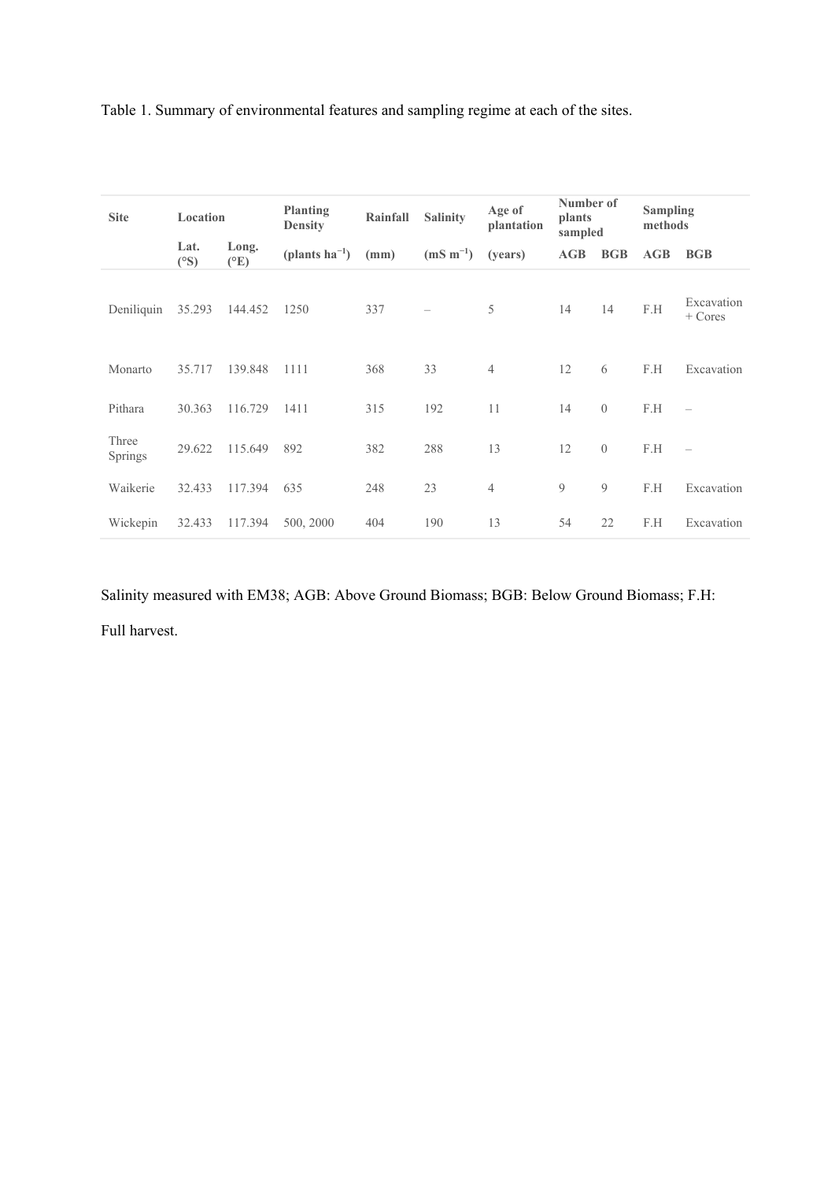Table 1. Summary of environmental features and sampling regime at each of the sites.

| Site | Location | | Planting Density | Rainfall | Salinity | Age of plantation | Number of plants sampled | | Sampling methods | |
|---|---|---|---|---|---|---|---|---|---|---|
| | Lat. (°S) | Long. (°E) | (plants $ha^{-1}$) | (mm) | (mS $m^{-1}$) | (years) | AGB | BGB | AGB | BGB |
| Deniliquin | 35.293 | 144.452 | 1250 | 337 | – | 5 | 14 | 14 | F.H | Excavation + Cores |
| Monarto | 35.717 | 139.848 | 1111 | 368 | 33 | 4 | 12 | 6 | F.H | Excavation |
| Pithara | 30.363 | 116.729 | 1411 | 315 | 192 | 11 | 14 | 0 | F.H | – |
| Three Springs | 29.622 | 115.649 | 892 | 382 | 288 | 13 | 12 | 0 | F.H | – |
| Waikerie | 32.433 | 117.394 | 635 | 248 | 23 | 4 | 9 | 9 | F.H | Excavation |
| Wickepin | 32.433 | 117.394 | 500, 2000 | 404 | 190 | 13 | 54 | 22 | F.H | Excavation |

Salinity measured with EM38; AGB: Above Ground Biomass; BGB: Below Ground Biomass; F.H: Full harvest.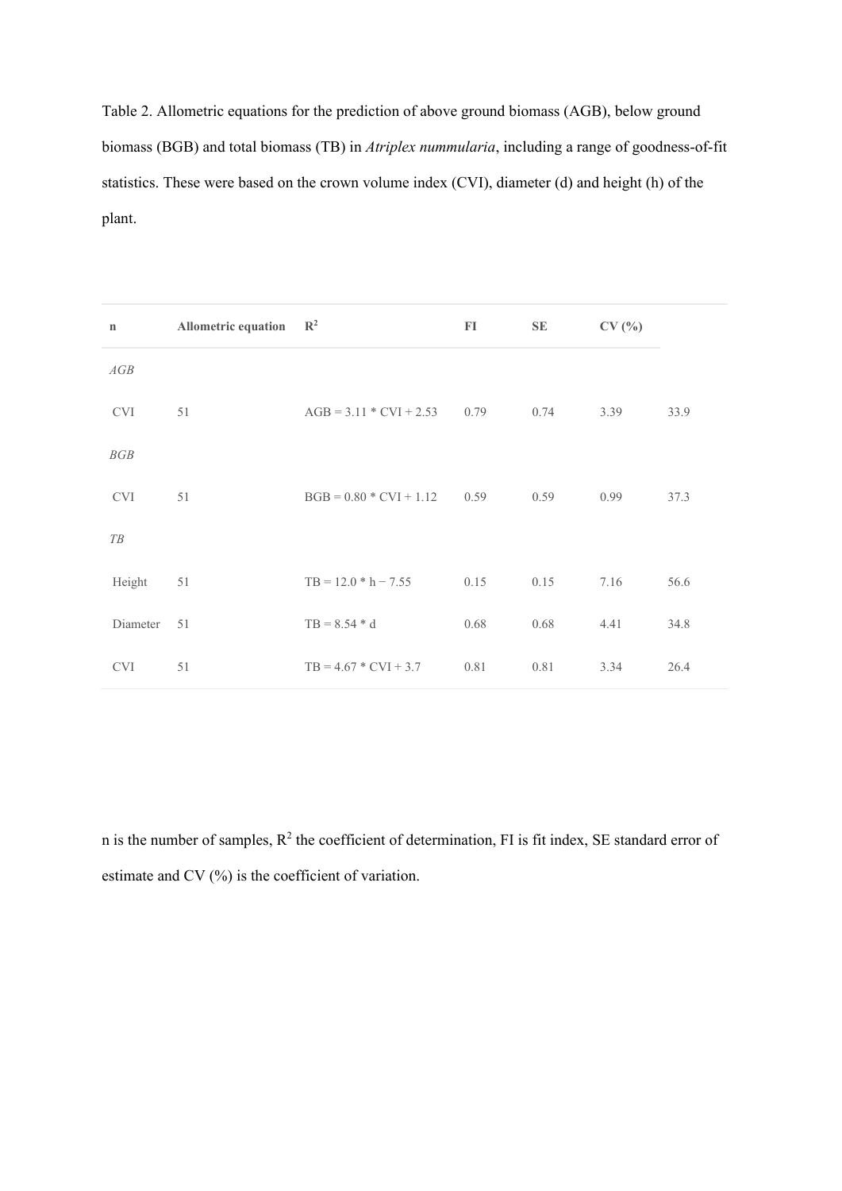Table 2. Allometric equations for the prediction of above ground biomass (AGB), below ground biomass (BGB) and total biomass (TB) in *Atriplex nummularia*, including a range of goodness-of-fit statistics. These were based on the crown volume index (CVI), diameter (d) and height (h) of the plant.

| | n | Allometric equation | $R^2$ | FI | SE | CV (%) |
|---|---|---|---|---|---|---|
| *AGB* | | | | | | |
| CVI | 51 | AGB = 3.11 * CVI + 2.53 | 0.79 | 0.74 | 3.39 | 33.9 |
| *BGB* | | | | | | |
| CVI | 51 | BGB = 0.80 * CVI + 1.12 | 0.59 | 0.59 | 0.99 | 37.3 |
| *TB* | | | | | | |
| Height | 51 | TB = 12.0 * h − 7.55 | 0.15 | 0.15 | 7.16 | 56.6 |
| Diameter | 51 | TB = 8.54 * d | 0.68 | 0.68 | 4.41 | 34.8 |
| CVI | 51 | TB = 4.67 * CVI + 3.7 | 0.81 | 0.81 | 3.34 | 26.4 |

n is the number of samples, $R^2$ the coefficient of determination, FI is fit index, SE standard error of estimate and CV (%) is the coefficient of variation.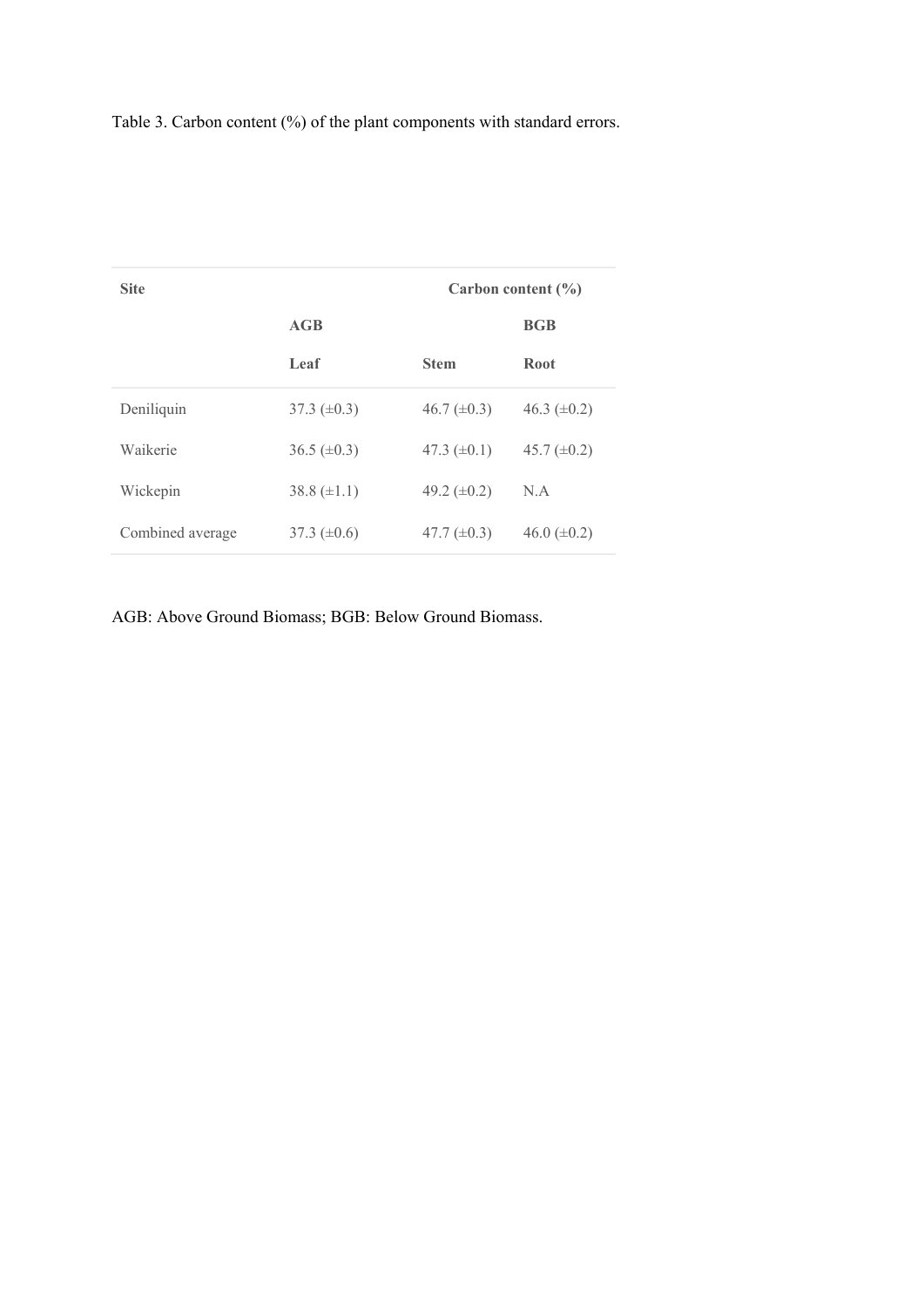Table 3. Carbon content (%) of the plant components with standard errors.

| Site | Carbon content (%) | | |
|---|---|---|---|
| | AGB | | BGB |
| | Leaf | Stem | Root |
| Deniliquin | 37.3 (±0.3) | 46.7 (±0.3) | 46.3 (±0.2) |
| Waikerie | 36.5 (±0.3) | 47.3 (±0.1) | 45.7 (±0.2) |
| Wickepin | 38.8 (±1.1) | 49.2 (±0.2) | N.A |
| Combined average | 37.3 (±0.6) | 47.7 (±0.3) | 46.0 (±0.2) |

AGB: Above Ground Biomass; BGB: Below Ground Biomass.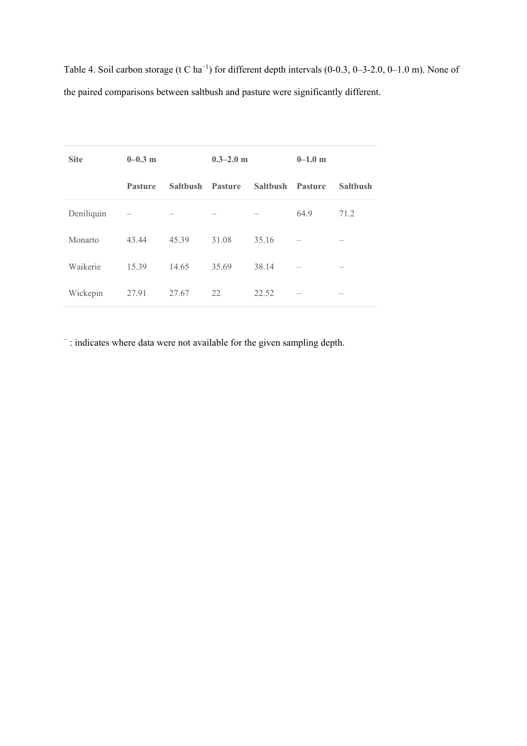Table 4. Soil carbon storage (t C ha$^{-1}$) for different depth intervals (0-0.3, 0–3-2.0, 0–1.0 m). None of the paired comparisons between saltbush and pasture were significantly different.

| Site | 0–0.3 m | | 0.3–2.0 m | | 0–1.0 m | |
|---|---|---|---|---|---|---|
| | **Pasture** | **Saltbush** | **Pasture** | **Saltbush** | **Pasture** | **Saltbush** |
| Deniliquin | – | – | – | – | 64.9 | 71.2 |
| Monarto | 43.44 | 45.39 | 31.08 | 35.16 | – | – |
| Waikerie | 15.39 | 14.65 | 35.69 | 38.14 | – | – |
| Wickepin | 27.91 | 27.67 | 22 | 22.52 | – | – |

– : indicates where data were not available for the given sampling depth.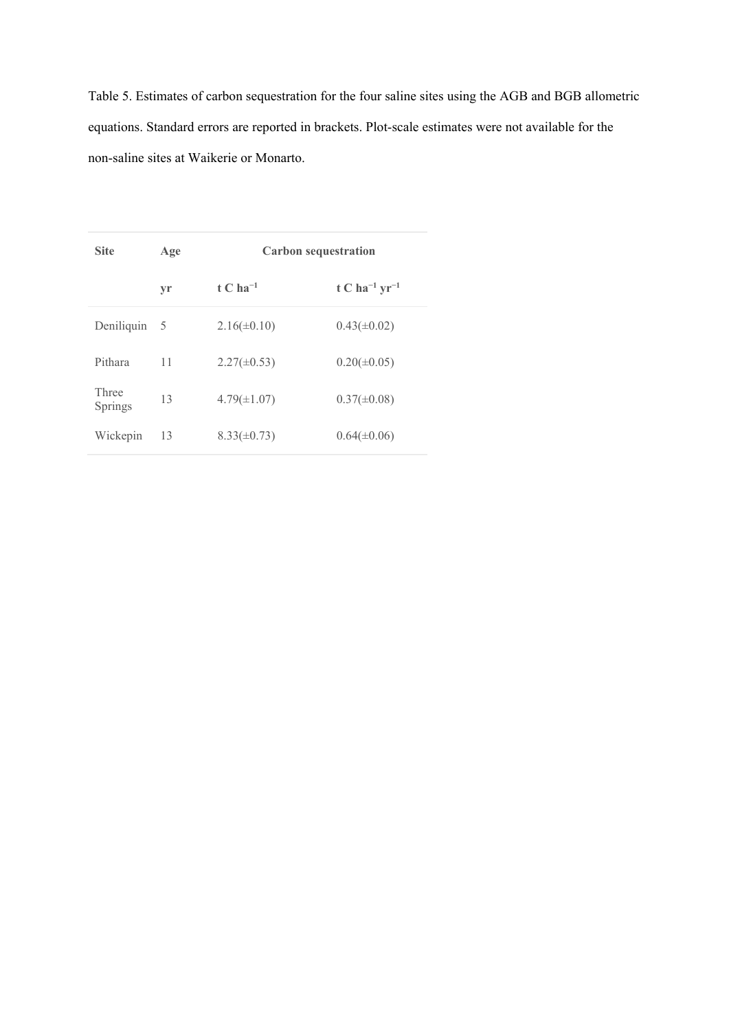Table 5. Estimates of carbon sequestration for the four saline sites using the AGB and BGB allometric equations. Standard errors are reported in brackets. Plot-scale estimates were not available for the non-saline sites at Waikerie or Monarto.

| **Site** | **Age** | **Carbon sequestration** | |
|---|---|---|---|
| | **yr** | **t C ha$^{-1}$** | **t C ha$^{-1}$ yr$^{-1}$** |
| Deniliquin | 5 | 2.16(±0.10) | 0.43(±0.02) |
| Pithara | 11 | 2.27(±0.53) | 0.20(±0.05) |
| Three Springs | 13 | 4.79(±1.07) | 0.37(±0.08) |
| Wickepin | 13 | 8.33(±0.73) | 0.64(±0.06) |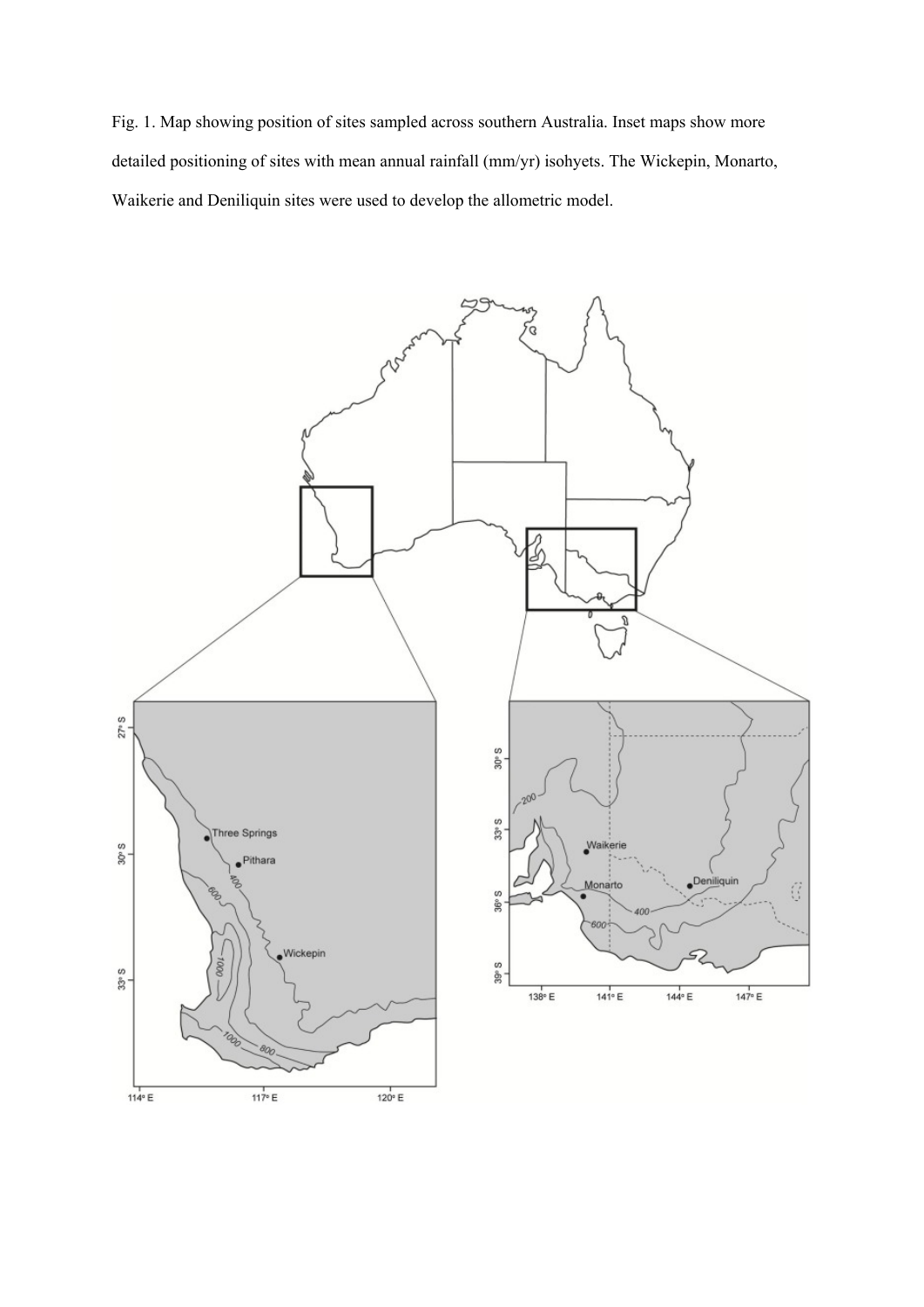Fig. 1. Map showing position of sites sampled across southern Australia. Inset maps show more detailed positioning of sites with mean annual rainfall (mm/yr) isohyets. The Wickepin, Monarto, Waikerie and Deniliquin sites were used to develop the allometric model.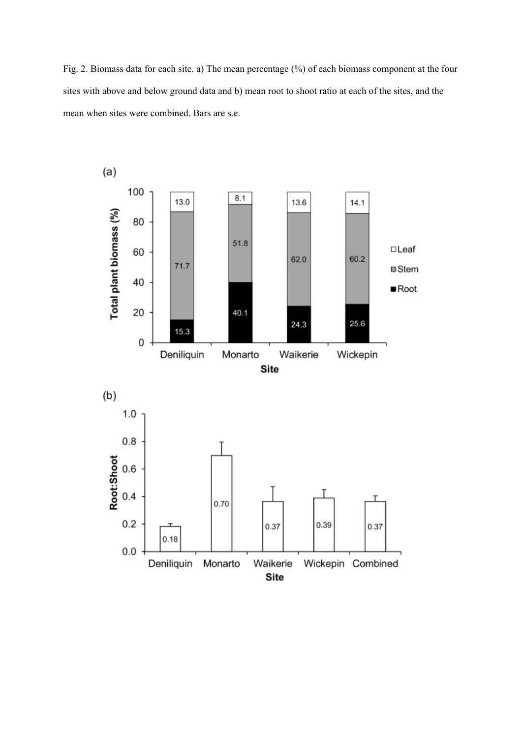Fig. 2. Biomass data for each site. a) The mean percentage (%) of each biomass component at the four sites with above and below ground data and b) mean root to shoot ratio at each of the sites, and the mean when sites were combined. Bars are s.e.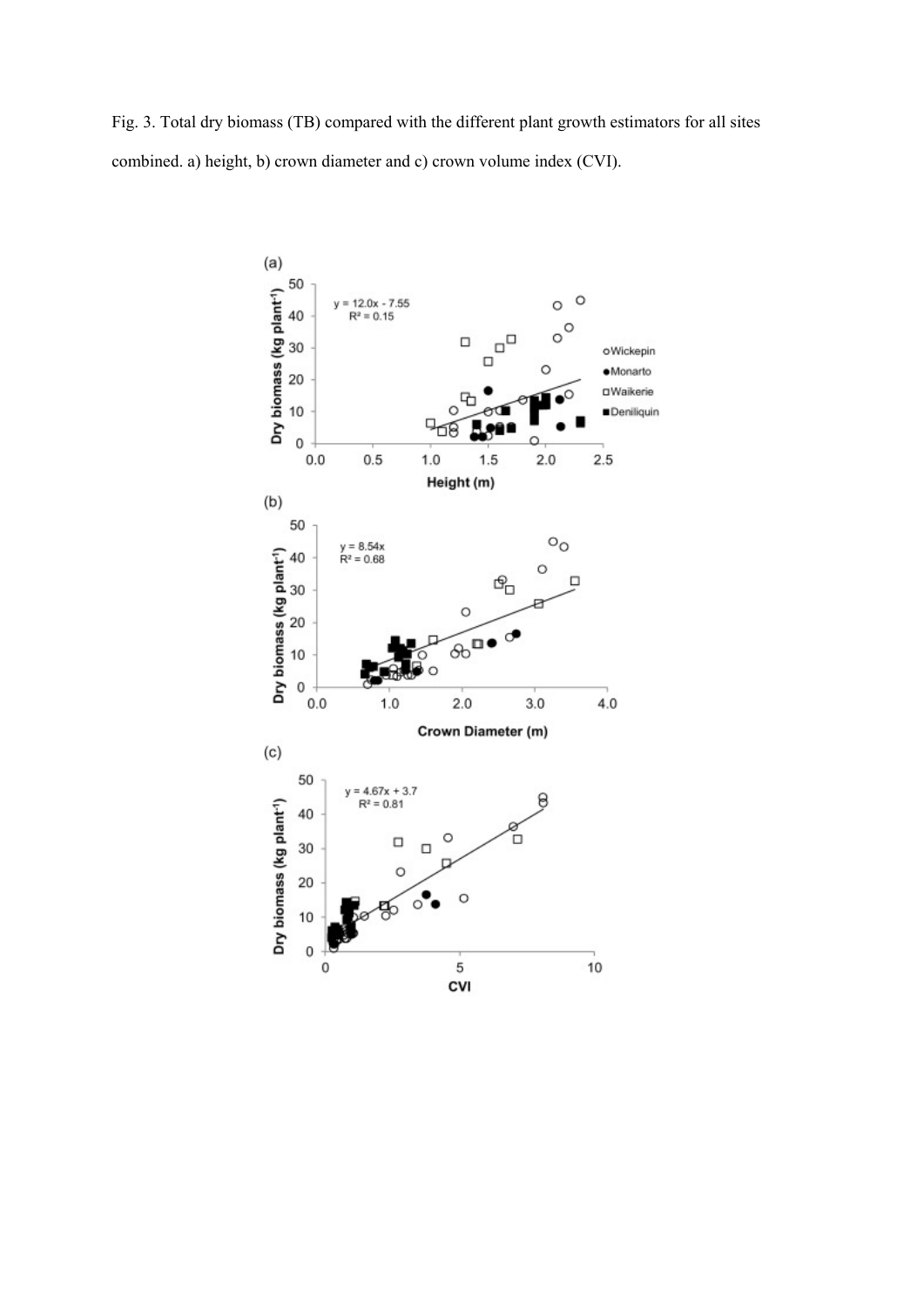Fig. 3. Total dry biomass (TB) compared with the different plant growth estimators for all sites combined. a) height, b) crown diameter and c) crown volume index (CVI).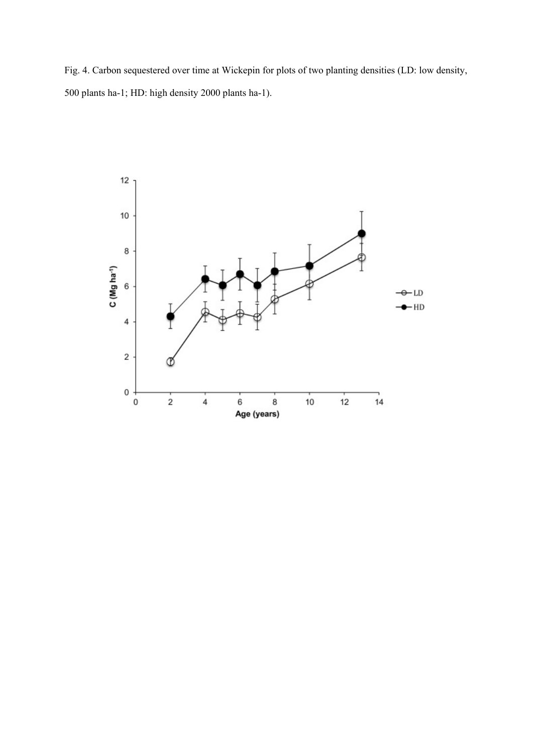Fig. 4. Carbon sequestered over time at Wickepin for plots of two planting densities (LD: low density, 500 plants ha-1; HD: high density 2000 plants ha-1).

C (Mg ha$^{-1}$)

12
10
8
6
4
2
0

0
2
4
6
8
10
12
14

Age (years)

LD
HD